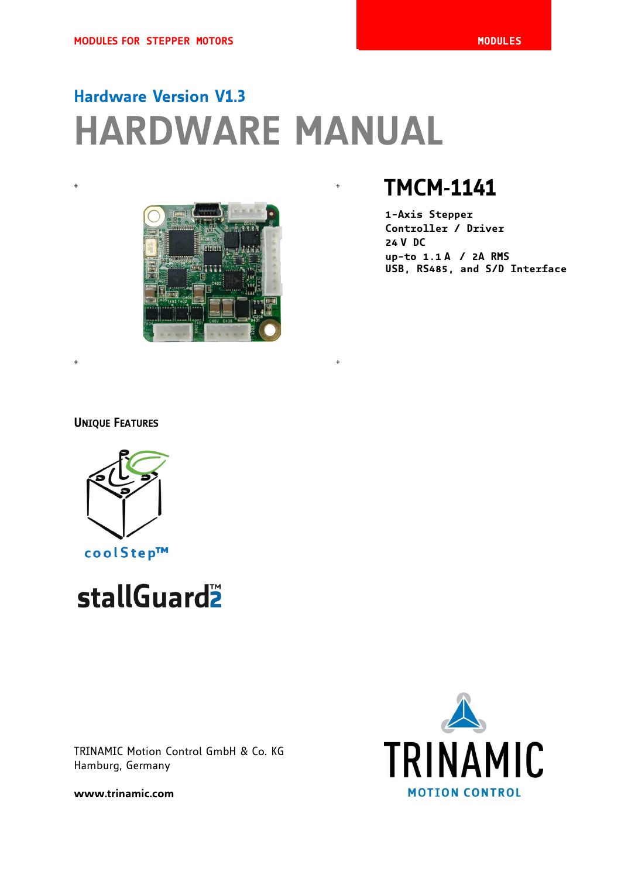MODULES FOR STEPPER MOTORS

MODULES

Hardware Version V1.3

# HARDWARE MANUAL

## TMCM-1141

1-Axis Stepper Controller / Driver
24 V DC
up-to 1.1 A / 2A RMS
USB, RS485, and S/D Interface

**UNIQUE FEATURES**

coolStep™

stallGuard2™

TRINAMIC Motion Control GmbH & Co. KG
Hamburg, Germany

**www.trinamic.com**

TRINAMIC
MOTION CONTROL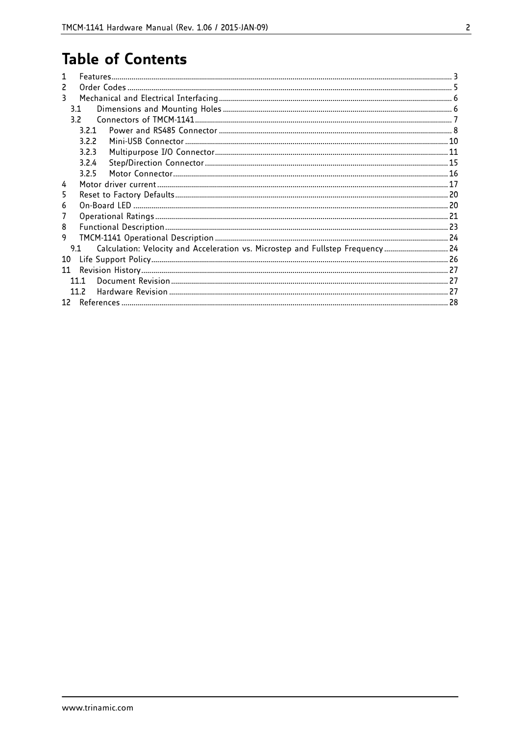# Table of Contents

- 1 Features ... 3
- 2 Order Codes ... 5
- 3 Mechanical and Electrical Interfacing ... 6
  - 3.1 Dimensions and Mounting Holes ... 6
  - 3.2 Connectors of TMCM-1141 ... 7
    - 3.2.1 Power and RS485 Connector ... 8
    - 3.2.2 Mini-USB Connector ... 10
    - 3.2.3 Multipurpose I/O Connector ... 11
    - 3.2.4 Step/Direction Connector ... 15
    - 3.2.5 Motor Connector ... 16
- 4 Motor driver current ... 17
- 5 Reset to Factory Defaults ... 20
- 6 On-Board LED ... 20
- 7 Operational Ratings ... 21
- 8 Functional Description ... 23
- 9 TMCM-1141 Operational Description ... 24
  - 9.1 Calculation: Velocity and Acceleration vs. Microstep and Fullstep Frequency ... 24
- 10 Life Support Policy ... 26
- 11 Revision History ... 27
  - 11.1 Document Revision ... 27
  - 11.2 Hardware Revision ... 27
- 12 References ... 28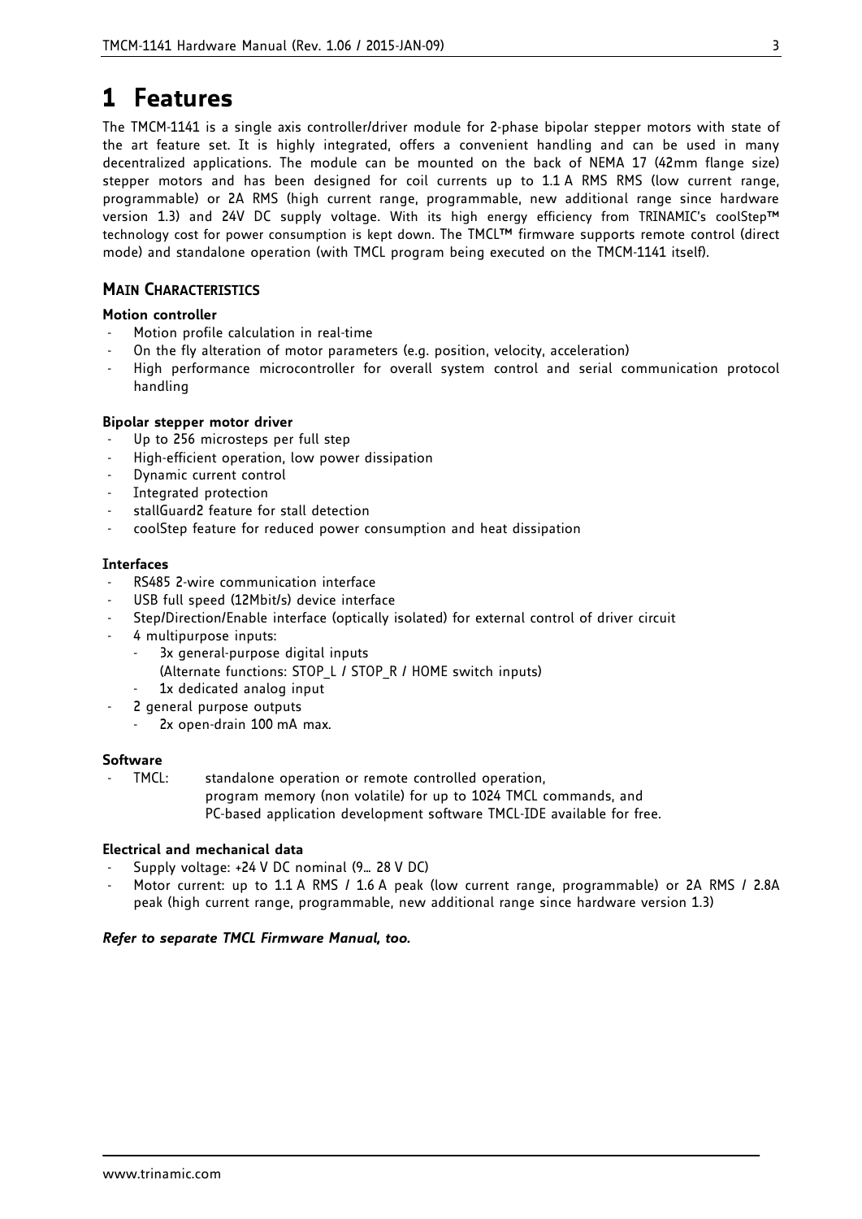# 1 Features

The TMCM-1141 is a single axis controller/driver module for 2-phase bipolar stepper motors with state of the art feature set. It is highly integrated, offers a convenient handling and can be used in many decentralized applications. The module can be mounted on the back of NEMA 17 (42mm flange size) stepper motors and has been designed for coil currents up to 1.1 A RMS RMS (low current range, programmable) or 2A RMS (high current range, programmable, new additional range since hardware version 1.3) and 24V DC supply voltage. With its high energy efficiency from TRINAMIC's coolStep™ technology cost for power consumption is kept down. The TMCL™ firmware supports remote control (direct mode) and standalone operation (with TMCL program being executed on the TMCM-1141 itself).

## MAIN CHARACTERISTICS

**Motion controller**

- Motion profile calculation in real-time
- On the fly alteration of motor parameters (e.g. position, velocity, acceleration)
- High performance microcontroller for overall system control and serial communication protocol handling

**Bipolar stepper motor driver**

- Up to 256 microsteps per full step
- High-efficient operation, low power dissipation
- Dynamic current control
- Integrated protection
- stallGuard2 feature for stall detection
- coolStep feature for reduced power consumption and heat dissipation

**Interfaces**

- RS485 2-wire communication interface
- USB full speed (12Mbit/s) device interface
- Step/Direction/Enable interface (optically isolated) for external control of driver circuit
- 4 multipurpose inputs:
  - 3x general-purpose digital inputs
    (Alternate functions: STOP_L / STOP_R / HOME switch inputs)
  - 1x dedicated analog input
- 2 general purpose outputs
  - 2x open-drain 100 mA max.

**Software**

- TMCL: standalone operation or remote controlled operation,
  program memory (non volatile) for up to 1024 TMCL commands, and
  PC-based application development software TMCL-IDE available for free.

**Electrical and mechanical data**

- Supply voltage: +24 V DC nominal (9… 28 V DC)
- Motor current: up to 1.1 A RMS / 1.6 A peak (low current range, programmable) or 2A RMS / 2.8A peak (high current range, programmable, new additional range since hardware version 1.3)

***Refer to separate TMCL Firmware Manual, too.***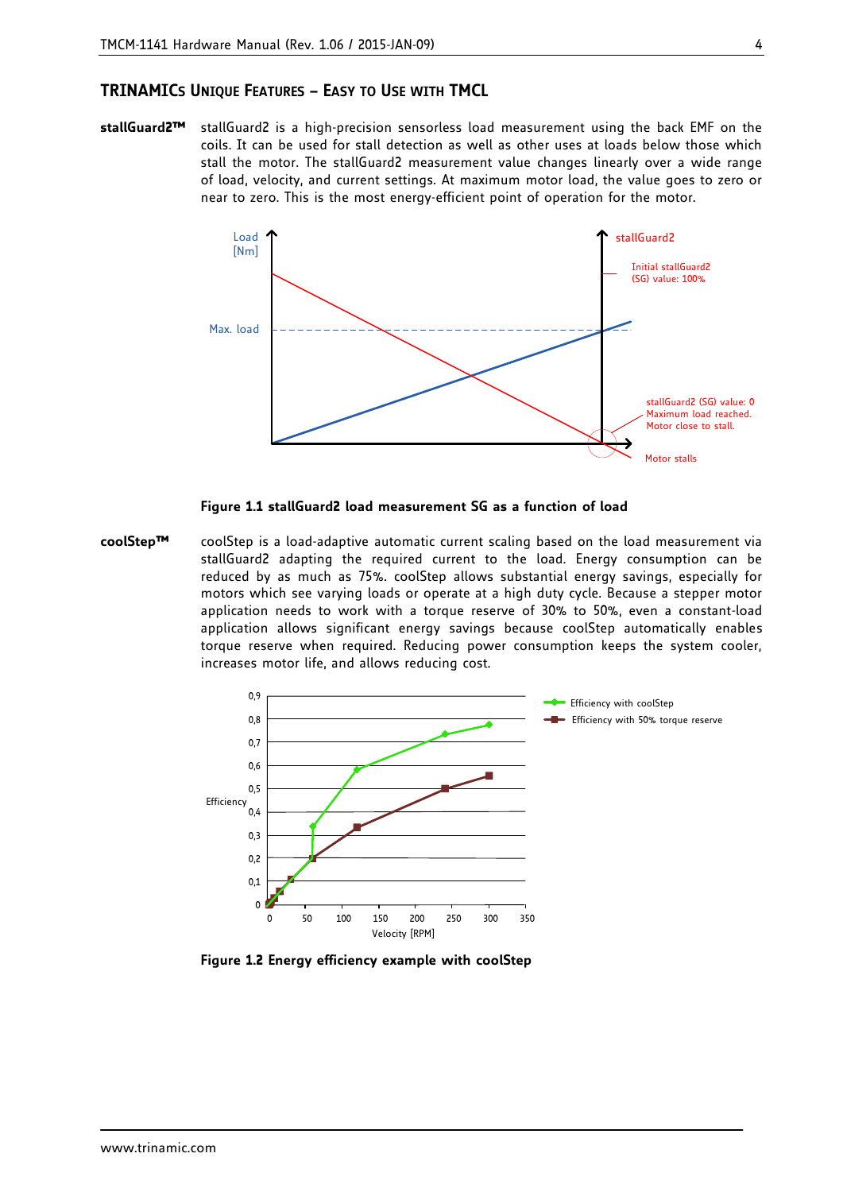## TRINAMICs Unique Features – Easy to Use with TMCL

**stallGuard2™** stallGuard2 is a high-precision sensorless load measurement using the back EMF on the coils. It can be used for stall detection as well as other uses at loads below those which stall the motor. The stallGuard2 measurement value changes linearly over a wide range of load, velocity, and current settings. At maximum motor load, the value goes to zero or near to zero. This is the most energy-efficient point of operation for the motor.

**Figure 1.1 stallGuard2 load measurement SG as a function of load**

**coolStep™** coolStep is a load-adaptive automatic current scaling based on the load measurement via stallGuard2 adapting the required current to the load. Energy consumption can be reduced by as much as 75%. coolStep allows substantial energy savings, especially for motors which see varying loads or operate at a high duty cycle. Because a stepper motor application needs to work with a torque reserve of 30% to 50%, even a constant-load application allows significant energy savings because coolStep automatically enables torque reserve when required. Reducing power consumption keeps the system cooler, increases motor life, and allows reducing cost.

**Figure 1.2 Energy efficiency example with coolStep**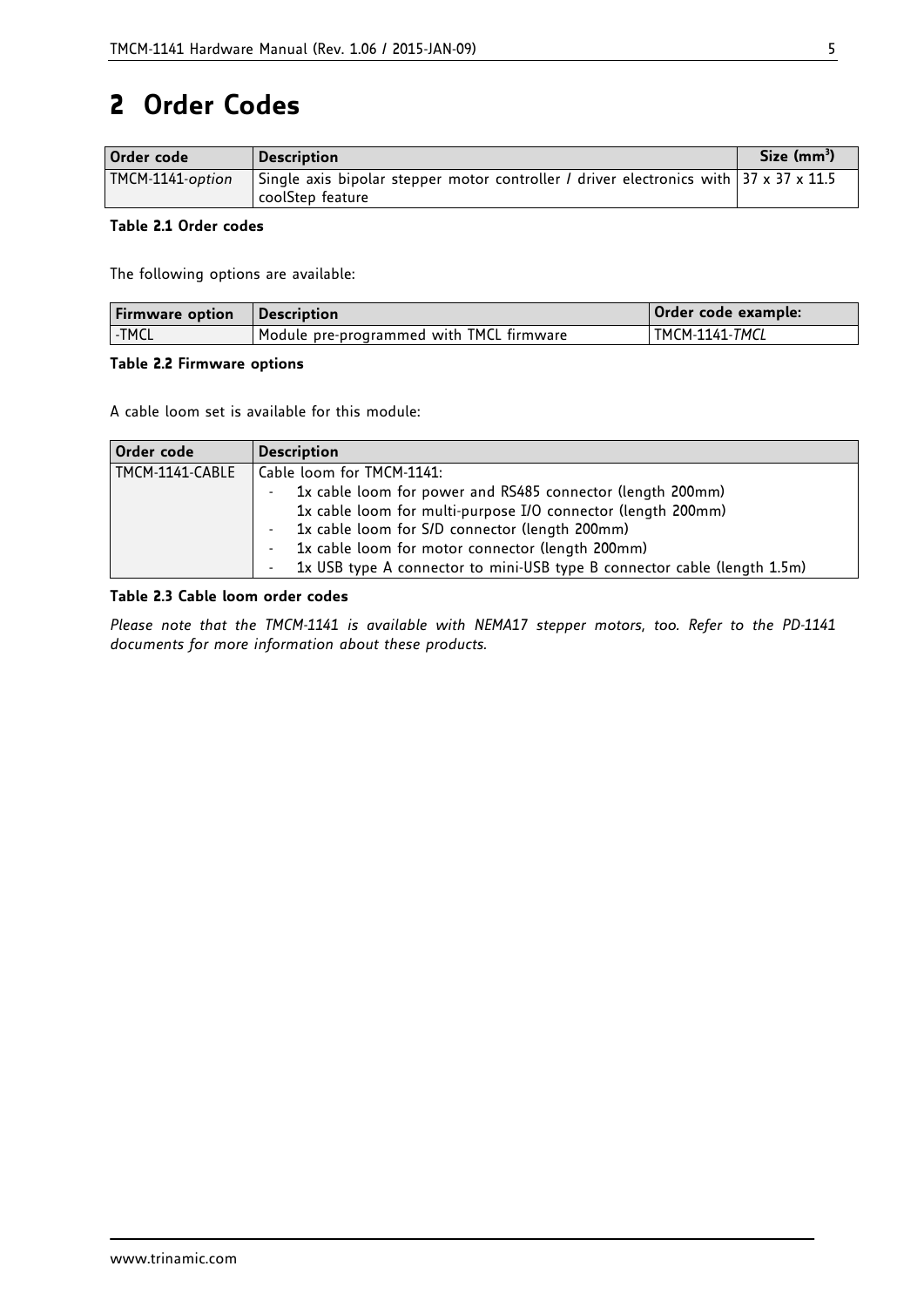# 2 Order Codes

| Order code | Description | Size (mm³) |
|---|---|---|
| TMCM-1141-*option* | Single axis bipolar stepper motor controller / driver electronics with coolStep feature | 37 x 37 x 11.5 |

**Table 2.1 Order codes**

The following options are available:

| Firmware option | Description | Order code example: |
|---|---|---|
| -TMCL | Module pre-programmed with TMCL firmware | TMCM-1141-*TMCL* |

**Table 2.2 Firmware options**

A cable loom set is available for this module:

| Order code | Description |
|---|---|
| TMCM-1141-CABLE | Cable loom for TMCM-1141:<br>- 1x cable loom for power and RS485 connector (length 200mm)<br>1x cable loom for multi-purpose I/O connector (length 200mm)<br>- 1x cable loom for S/D connector (length 200mm)<br>- 1x cable loom for motor connector (length 200mm)<br>- 1x USB type A connector to mini-USB type B connector cable (length 1.5m) |

**Table 2.3 Cable loom order codes**

*Please note that the TMCM-1141 is available with NEMA17 stepper motors, too. Refer to the PD-1141 documents for more information about these products.*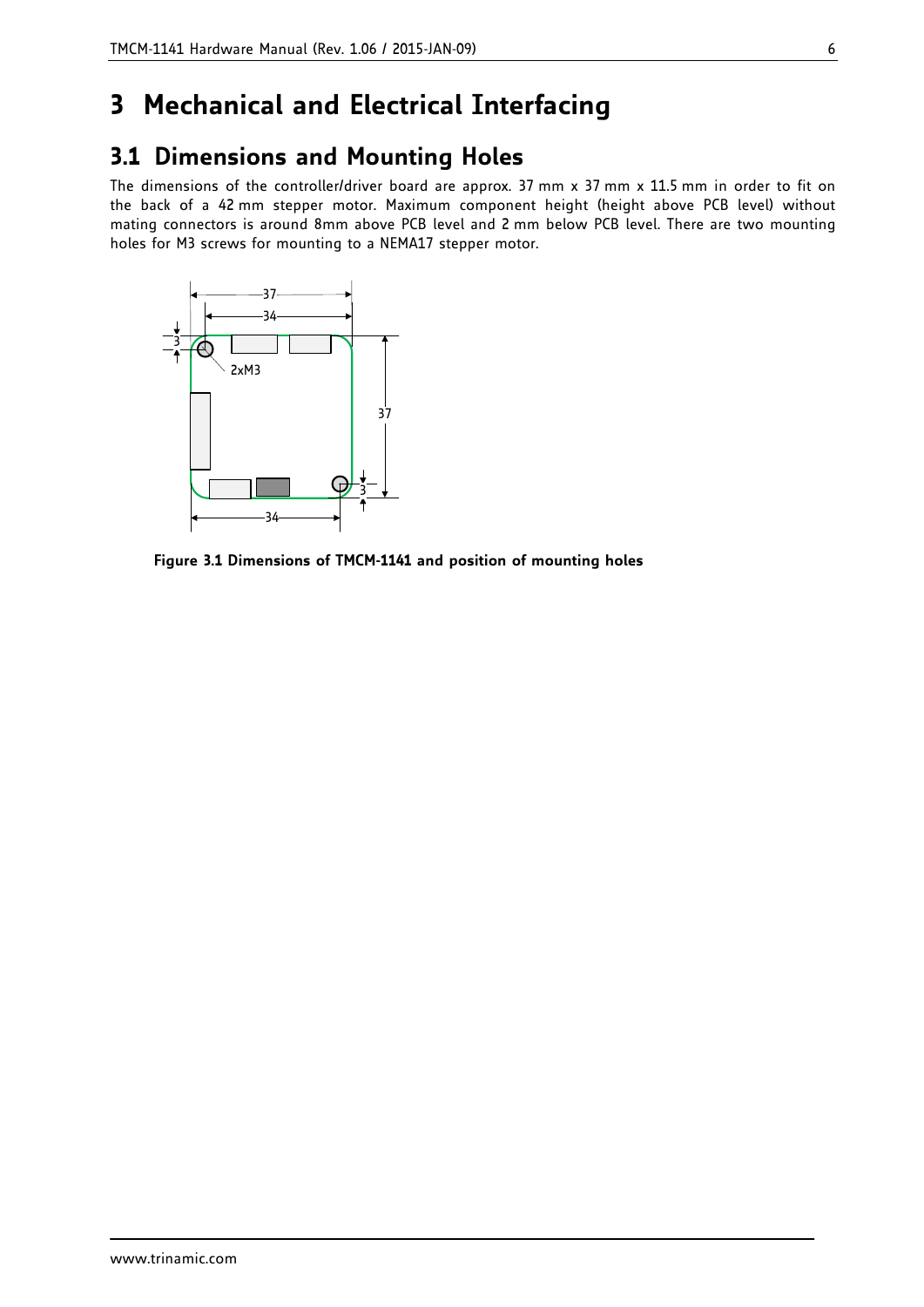# 3 Mechanical and Electrical Interfacing

## 3.1 Dimensions and Mounting Holes

The dimensions of the controller/driver board are approx. 37 mm x 37 mm x 11.5 mm in order to fit on the back of a 42 mm stepper motor. Maximum component height (height above PCB level) without mating connectors is around 8mm above PCB level and 2 mm below PCB level. There are two mounting holes for M3 screws for mounting to a NEMA17 stepper motor.

**Figure 3.1 Dimensions of TMCM-1141 and position of mounting holes**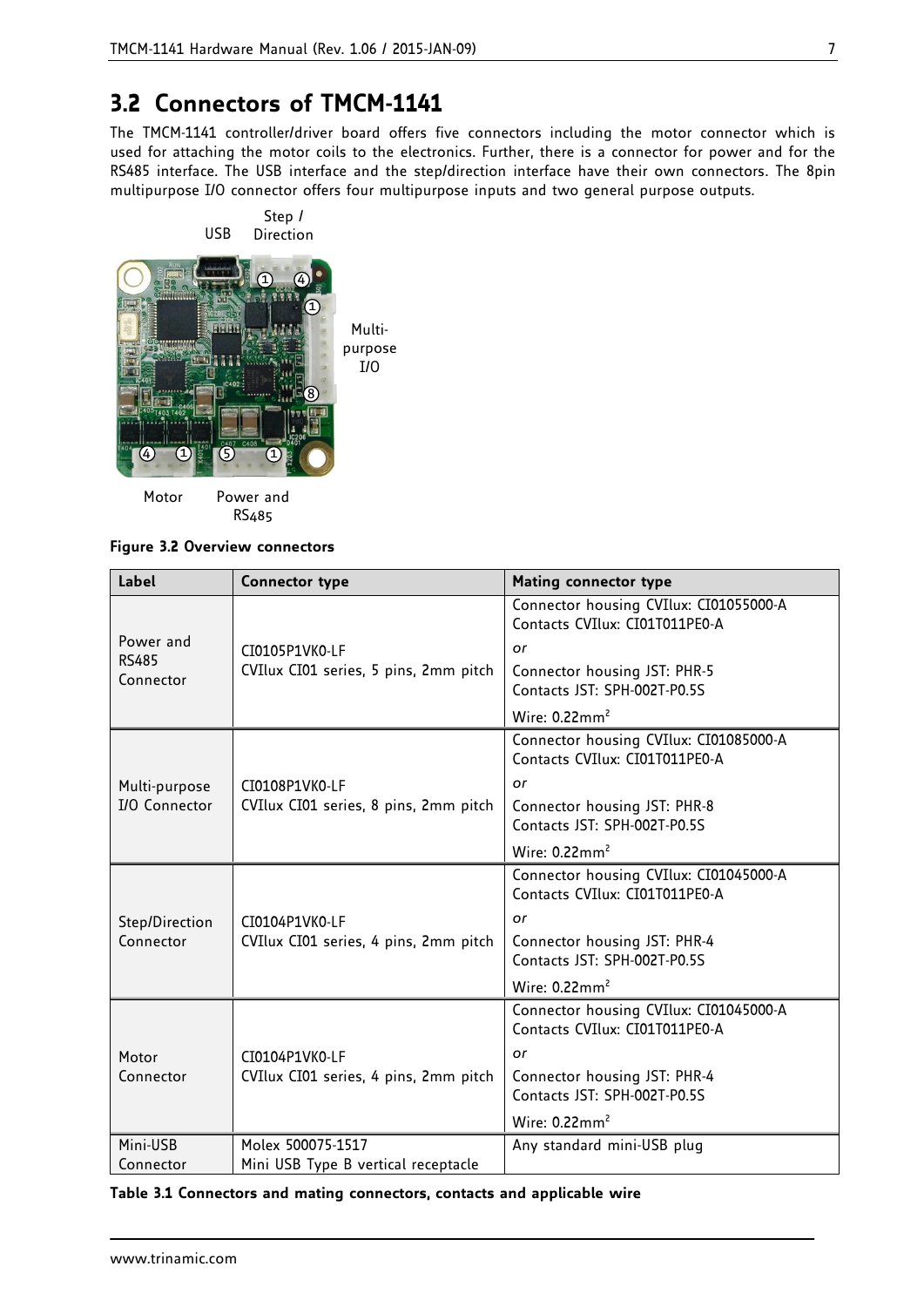## 3.2 Connectors of TMCM-1141

The TMCM-1141 controller/driver board offers five connectors including the motor connector which is used for attaching the motor coils to the electronics. Further, there is a connector for power and the RS485 interface. The USB interface and the step/direction interface have their own connectors. The 8pin multipurpose I/O connector offers four multipurpose inputs and two general purpose outputs.

**Figure 3.2 Overview connectors**

| Label | Connector type | Mating connector type |
|---|---|---|
| Power and RS485 Connector | CI0105P1VK0-LF<br>CVIlux CI01 series, 5 pins, 2mm pitch | Connector housing CVIlux: CI01055000-A<br>Contacts CVIlux: CI01T011PE0-A<br>*or*<br>Connector housing JST: PHR-5<br>Contacts JST: SPH-002T-P0.5S<br>Wire: 0.22mm² |
| Multi-purpose I/O Connector | CI0108P1VK0-LF<br>CVIlux CI01 series, 8 pins, 2mm pitch | Connector housing CVIlux: CI01085000-A<br>Contacts CVIlux: CI01T011PE0-A<br>*or*<br>Connector housing JST: PHR-8<br>Contacts JST: SPH-002T-P0.5S<br>Wire: 0.22mm² |
| Step/Direction Connector | CI0104P1VK0-LF<br>CVIlux CI01 series, 4 pins, 2mm pitch | Connector housing CVIlux: CI01045000-A<br>Contacts CVIlux: CI01T011PE0-A<br>*or*<br>Connector housing JST: PHR-4<br>Contacts JST: SPH-002T-P0.5S<br>Wire: 0.22mm² |
| Motor Connector | CI0104P1VK0-LF<br>CVIlux CI01 series, 4 pins, 2mm pitch | Connector housing CVIlux: CI01045000-A<br>Contacts CVIlux: CI01T011PE0-A<br>*or*<br>Connector housing JST: PHR-4<br>Contacts JST: SPH-002T-P0.5S<br>Wire: 0.22mm² |
| Mini-USB Connector | Molex 500075-1517<br>Mini USB Type B vertical receptacle | Any standard mini-USB plug |

**Table 3.1 Connectors and mating connectors, contacts and applicable wire**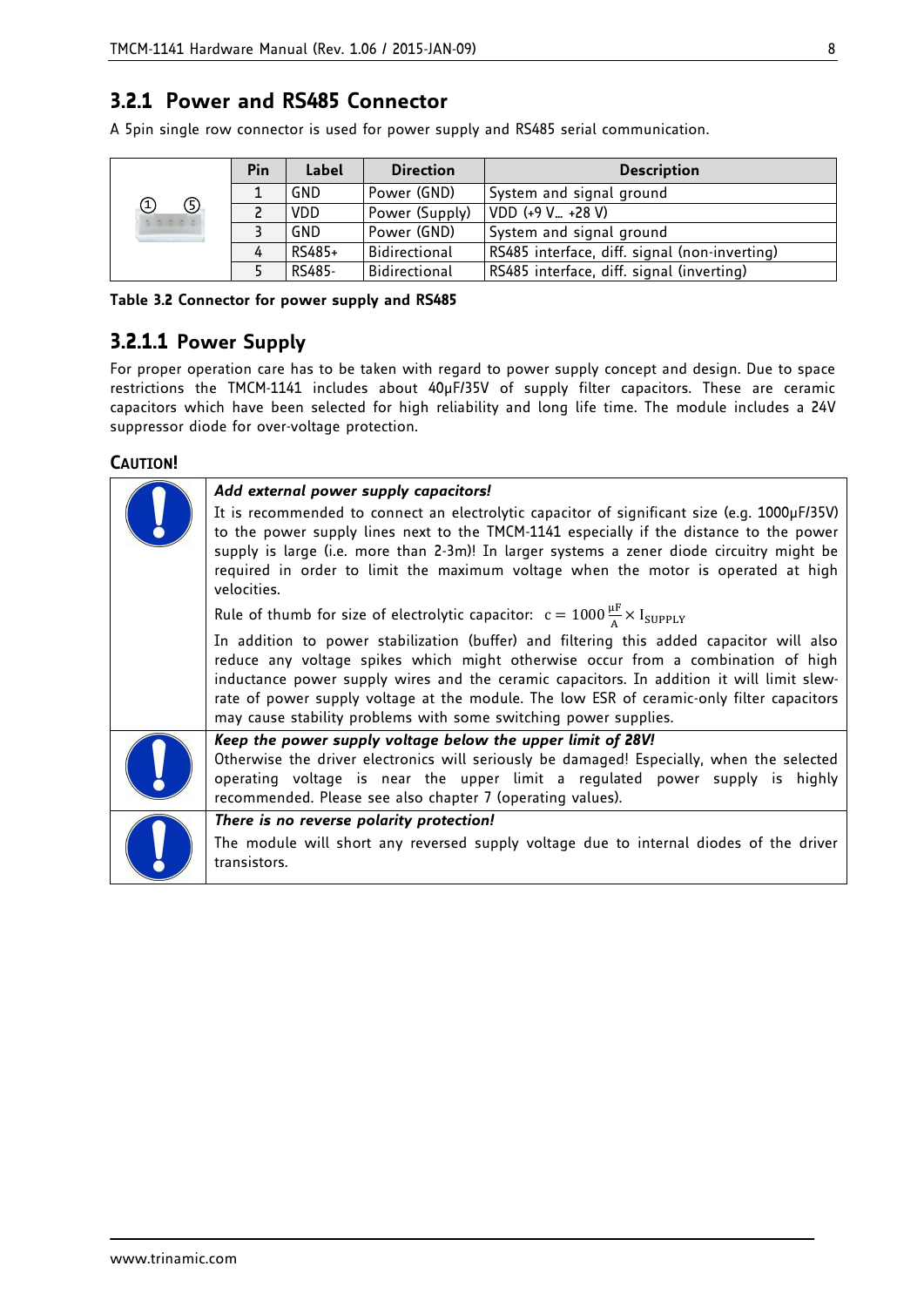### 3.2.1 Power and RS485 Connector

A 5pin single row connector is used for power supply and RS485 serial communication.

| Pin | Label | Direction | Description |
|---|---|---|---|
| 1 | GND | Power (GND) | System and signal ground |
| 2 | VDD | Power (Supply) | VDD (+9 V… +28 V) |
| 3 | GND | Power (GND) | System and signal ground |
| 4 | RS485+ | Bidirectional | RS485 interface, diff. signal (non-inverting) |
| 5 | RS485- | Bidirectional | RS485 interface, diff. signal (inverting) |

**Table 3.2 Connector for power supply and RS485**

#### 3.2.1.1 Power Supply

For proper operation care has to be taken with regard to power supply concept and design. Due to space restrictions the TMCM-1141 includes about 40µF/35V of supply filter capacitors. These are ceramic capacitors which have been selected for high reliability and long life time. The module includes a 24V suppressor diode for over-voltage protection.

**CAUTION!**

***Add external power supply capacitors!***

It is recommended to connect an electrolytic capacitor of significant size (e.g. 1000µF/35V) to the power supply lines next to the TMCM-1141 especially if the distance to the power supply is large (i.e. more than 2-3m)! In larger systems a zener diode circuitry might be required in order to limit the maximum voltage when the motor is operated at high velocities.

Rule of thumb for size of electrolytic capacitor: $c = 1000\,\frac{\mu F}{A} \times I_{SUPPLY}$

In addition to power stabilization (buffer) and filtering this added capacitor will also reduce any voltage spikes which might otherwise occur from a combination of high inductance power supply wires and the ceramic capacitors. In addition it will limit slew-rate of power supply voltage at the module. The low ESR of ceramic-only filter capacitors may cause stability problems with some switching power supplies.

***Keep the power supply voltage below the upper limit of 28V!***

Otherwise the driver electronics will seriously be damaged! Especially, when the selected operating voltage is near the upper limit a regulated power supply is highly recommended. Please see also chapter 7 (operating values).

***There is no reverse polarity protection!***

The module will short any reversed supply voltage due to internal diodes of the driver transistors.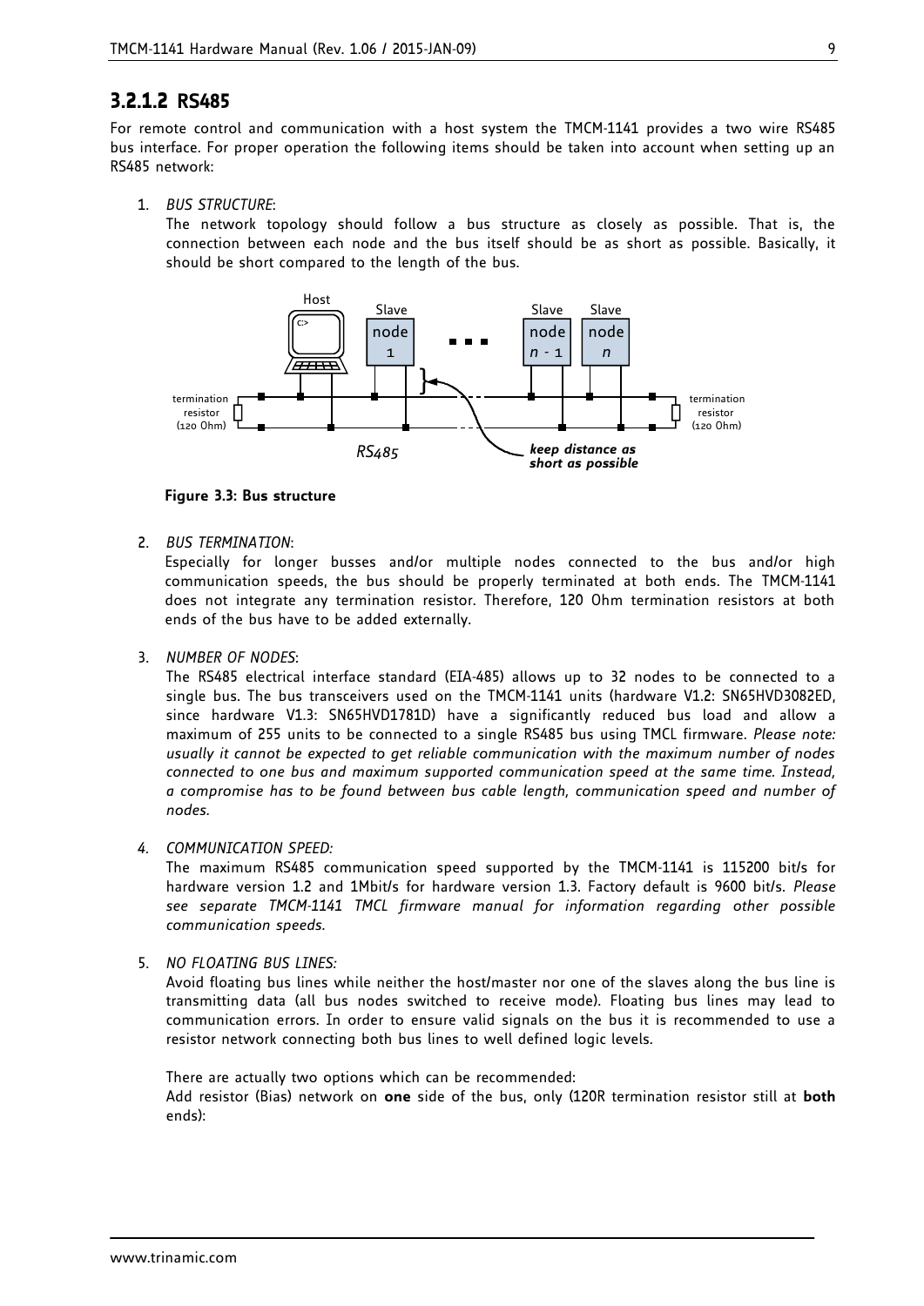### 3.2.1.2 RS485

For remote control and communication with a host system the TMCM-1141 provides a two wire RS485 bus interface. For proper operation the following items should be taken into account when setting up an RS485 network:

1. *BUS STRUCTURE*:
   The network topology should follow a bus structure as closely as possible. That is, the connection between each node and the bus itself should be as short as possible. Basically, it should be short compared to the length of the bus.

**Figure 3.3: Bus structure**

2. *BUS TERMINATION*:
   Especially for longer busses and/or multiple nodes connected to the bus and/or high communication speeds, the bus should be properly terminated at both ends. The TMCM-1141 does not integrate any termination resistor. Therefore, 120 Ohm termination resistors at both ends of the bus have to be added externally.

3. *NUMBER OF NODES*:
   The RS485 electrical interface standard (EIA-485) allows up to 32 nodes to be connected to a single bus. The bus transceivers used on the TMCM-1141 units (hardware V1.2: SN65HVD3082ED, since hardware V1.3: SN65HVD1781D) have a significantly reduced bus load and allow a maximum of 255 units to be connected to a single RS485 bus using TMCL firmware. *Please note: usually it cannot be expected to get reliable communication with the maximum number of nodes connected to one bus and maximum supported communication speed at the same time. Instead, a compromise has to be found between bus cable length, communication speed and number of nodes.*

4. *COMMUNICATION SPEED:*
   The maximum RS485 communication speed supported by the TMCM-1141 is 115200 bit/s for hardware version 1.2 and 1Mbit/s for hardware version 1.3. Factory default is 9600 bit/s. *Please see separate TMCM-1141 TMCL firmware manual for information regarding other possible communication speeds.*

5. *NO FLOATING BUS LINES:*
   Avoid floating bus lines while neither the host/master nor one of the slaves along the bus line is transmitting data (all bus nodes switched to receive mode). Floating bus lines may lead to communication errors. In order to ensure valid signals on the bus it is recommended to use a resistor network connecting both bus lines to well defined logic levels.

   There are actually two options which can be recommended:
   Add resistor (Bias) network on **one** side of the bus, only (120R termination resistor still at **both** ends):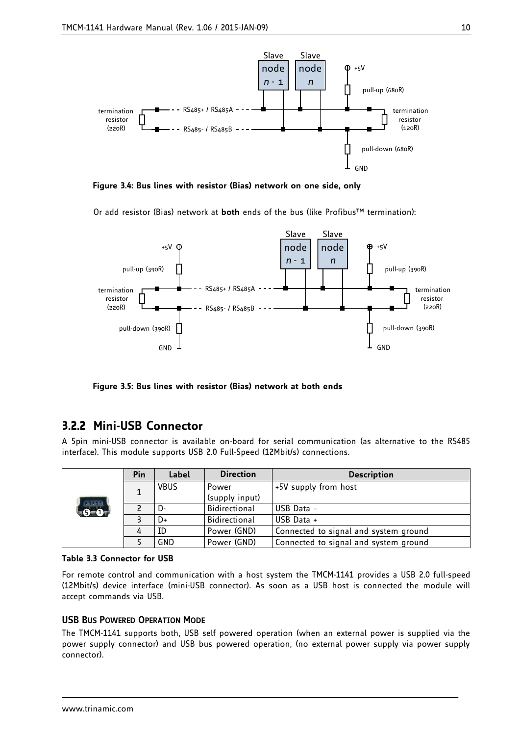Figure 3.4: Bus lines with resistor (Bias) network on one side, only

Or add resistor (Bias) network at **both** ends of the bus (like Profibus™ termination):

Figure 3.5: Bus lines with resistor (Bias) network at both ends

## 3.2.2 Mini-USB Connector

A 5pin mini-USB connector is available on-board for serial communication (as alternative to the RS485 interface). This module supports USB 2.0 Full-Speed (12Mbit/s) connections.

| | Pin | Label | Direction | Description |
|---|---|---|---|---|
| | 1 | VBUS | Power (supply input) | +5V supply from host |
| | 2 | D- | Bidirectional | USB Data – |
| | 3 | D+ | Bidirectional | USB Data + |
| | 4 | ID | Power (GND) | Connected to signal and system ground |
| | 5 | GND | Power (GND) | Connected to signal and system ground |

**Table 3.3 Connector for USB**

For remote control and communication with a host system the TMCM-1141 provides a USB 2.0 full-speed (12Mbit/s) device interface (mini-USB connector). As soon as a USB host is connected the module will accept commands via USB.

#### USB Bus Powered Operation Mode

The TMCM-1141 supports both, USB self powered operation (when an external power is supplied via the power supply connector) and USB bus powered operation, (no external power supply via power supply connector).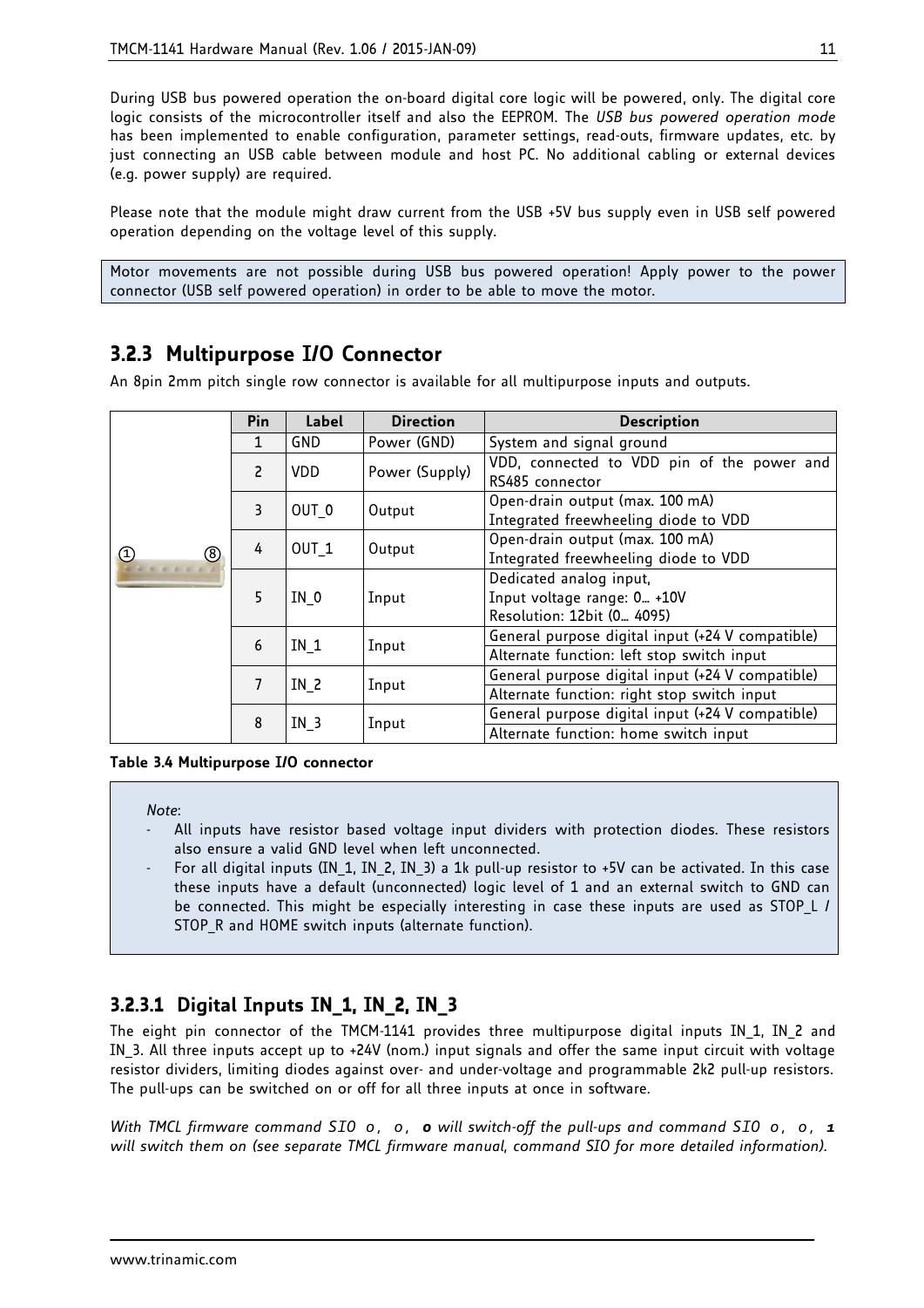During USB bus powered operation the on-board digital core logic will be powered, only. The digital core logic consists of the microcontroller itself and also the EEPROM. The *USB bus powered operation mode* has been implemented to enable configuration, parameter settings, read-outs, firmware updates, etc. by just connecting an USB cable between module and host PC. No additional cabling or external devices (e.g. power supply) are required.

Please note that the module might draw current from the USB +5V bus supply even in USB self powered operation depending on the voltage level of this supply.

Motor movements are not possible during USB bus powered operation! Apply power to the power connector (USB self powered operation) in order to be able to move the motor.

### 3.2.3 Multipurpose I/O Connector

An 8pin 2mm pitch single row connector is available for all multipurpose inputs and outputs.

| | Pin | Label | Direction | Description |
|---|---|---|---|---|
| ① ⑧ | 1 | GND | Power (GND) | System and signal ground |
| | 2 | VDD | Power (Supply) | VDD, connected to VDD pin of the power and RS485 connector |
| | 3 | OUT_0 | Output | Open-drain output (max. 100 mA)<br>Integrated freewheeling diode to VDD |
| | 4 | OUT_1 | Output | Open-drain output (max. 100 mA)<br>Integrated freewheeling diode to VDD |
| | 5 | IN_0 | Input | Dedicated analog input,<br>Input voltage range: 0… +10V<br>Resolution: 12bit (0… 4095) |
| | 6 | IN_1 | Input | General purpose digital input (+24 V compatible)<br>Alternate function: left stop switch input |
| | 7 | IN_2 | Input | General purpose digital input (+24 V compatible)<br>Alternate function: right stop switch input |
| | 8 | IN_3 | Input | General purpose digital input (+24 V compatible)<br>Alternate function: home switch input |

**Table 3.4 Multipurpose I/O connector**

*Note*:
- All inputs have resistor based voltage input dividers with protection diodes. These resistors also ensure a valid GND level when left unconnected.
- For all digital inputs (IN_1, IN_2, IN_3) a 1k pull-up resistor to +5V can be activated. In this case these inputs have a default (unconnected) logic level of 1 and an external switch to GND can be connected. This might be especially interesting in case these inputs are used as STOP_L / STOP_R and HOME switch inputs (alternate function).

#### 3.2.3.1 Digital Inputs IN_1, IN_2, IN_3

The eight pin connector of the TMCM-1141 provides three multipurpose digital inputs IN_1, IN_2 and IN_3. All three inputs accept up to +24V (nom.) input signals and offer the same input circuit with voltage resistor dividers, limiting diodes against over- and under-voltage and programmable 2k2 pull-up resistors. The pull-ups can be switched on or off for all three inputs at once in software.

*With TMCL firmware command SIO 0, 0, **0** will switch-off the pull-ups and command SIO 0, 0, **1** will switch them on (see separate TMCL firmware manual, command SIO for more detailed information).*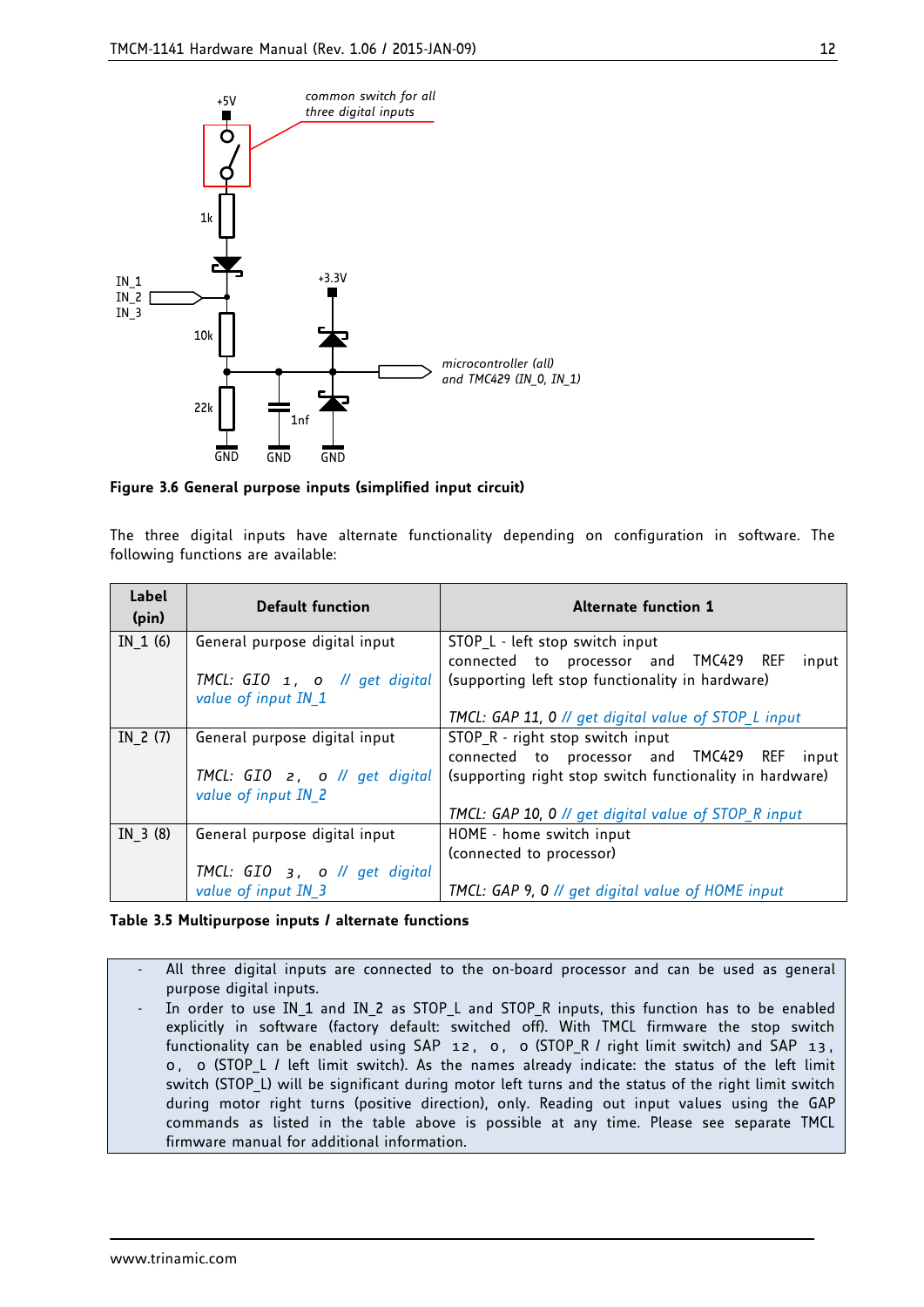**Figure 3.6 General purpose inputs (simplified input circuit)**

The three digital inputs have alternate functionality depending on configuration in software. The following functions are available:

| Label (pin) | Default function | Alternate function 1 |
|---|---|---|
| IN_1 (6) | General purpose digital input<br><br>*TMCL: GIO 1, 0 // get digital value of input IN_1* | STOP_L - left stop switch input connected to processor and TMC429 REF input (supporting left stop functionality in hardware)<br><br>*TMCL: GAP 11, 0 // get digital value of STOP_L input* |
| IN_2 (7) | General purpose digital input<br><br>*TMCL: GIO 2, 0 // get digital value of input IN_2* | STOP_R - right stop switch input connected to processor and TMC429 REF input (supporting right stop switch functionality in hardware)<br><br>*TMCL: GAP 10, 0 // get digital value of STOP_R input* |
| IN_3 (8) | General purpose digital input<br><br>*TMCL: GIO 3, 0 // get digital value of input IN_3* | HOME - home switch input (connected to processor)<br><br>*TMCL: GAP 9, 0 // get digital value of HOME input* |

**Table 3.5 Multipurpose inputs / alternate functions**

- All three digital inputs are connected to the on-board processor and can be used as general purpose digital inputs.
- In order to use IN_1 and IN_2 as STOP_L and STOP_R inputs, this function has to be enabled explicitly in software (factory default: switched off). With TMCL firmware the stop switch functionality can be enabled using SAP 12, 0, 0 (STOP_R / right limit switch) and SAP 13, 0, 0 (STOP_L / left limit switch). As the names already indicate: the status of the left limit switch (STOP_L) will be significant during motor left turns and the status of the right limit switch during motor right turns (positive direction), only. Reading out input values using the GAP commands as listed in the table above is possible at any time. Please see separate TMCL firmware manual for additional information.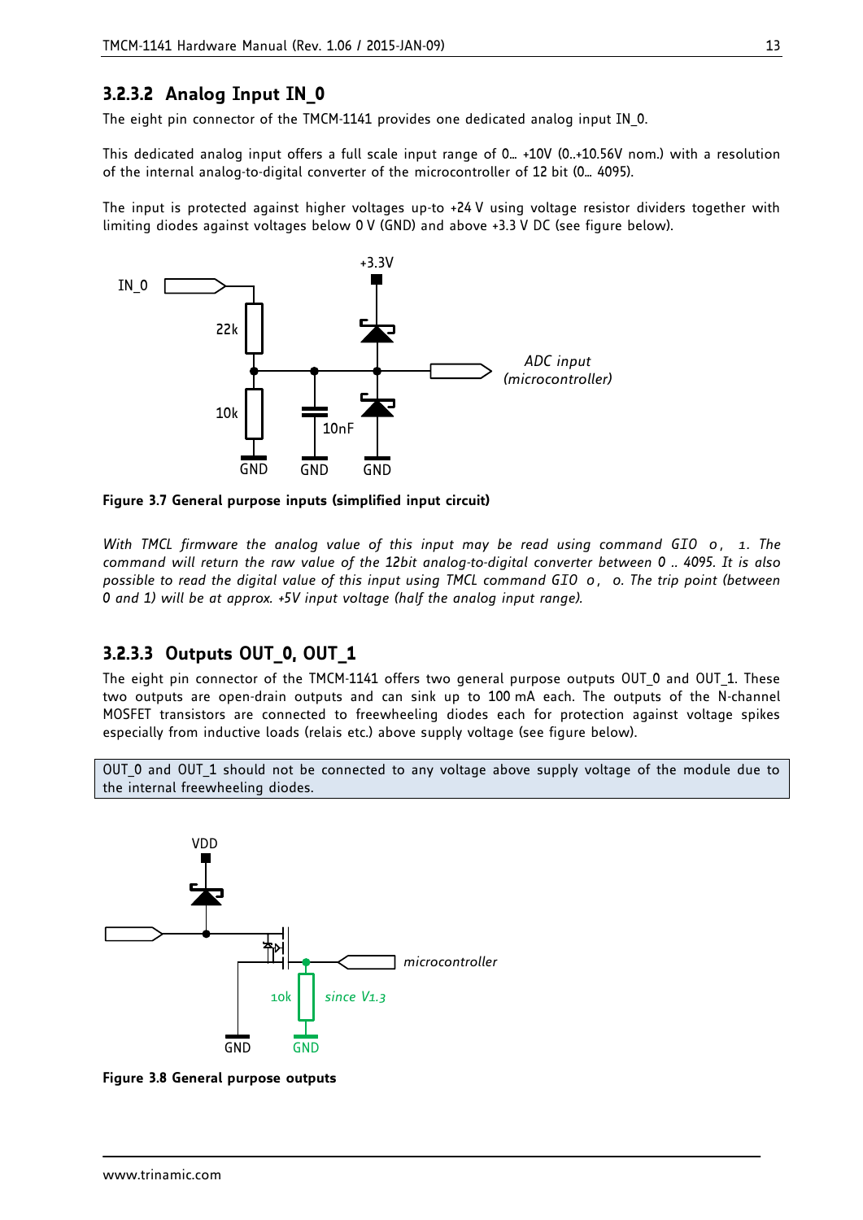### 3.2.3.2 Analog Input IN_0

The eight pin connector of the TMCM-1141 provides one dedicated analog input IN_0.

This dedicated analog input offers a full scale input range of 0… +10V (0..+10.56V nom.) with a resolution of the internal analog-to-digital converter of the microcontroller of 12 bit (0… 4095).

The input is protected against higher voltages up-to +24 V using voltage resistor dividers together with limiting diodes against voltages below 0 V (GND) and above +3.3 V DC (see figure below).

**Figure 3.7 General purpose inputs (simplified input circuit)**

*With TMCL firmware the analog value of this input may be read using command GIO 0, 1. The command will return the raw value of the 12bit analog-to-digital converter between 0 .. 4095. It is also possible to read the digital value of this input using TMCL command GIO 0, 0. The trip point (between 0 and 1) will be at approx. +5V input voltage (half the analog input range).*

### 3.2.3.3 Outputs OUT_0, OUT_1

The eight pin connector of the TMCM-1141 offers two general purpose outputs OUT_0 and OUT_1. These two outputs are open-drain outputs and can sink up to 100 mA each. The outputs of the N-channel MOSFET transistors are connected to freewheeling diodes each for protection against voltage spikes especially from inductive loads (relais etc.) above supply voltage (see figure below).

OUT_0 and OUT_1 should not be connected to any voltage above supply voltage of the module due to the internal freewheeling diodes.

**Figure 3.8 General purpose outputs**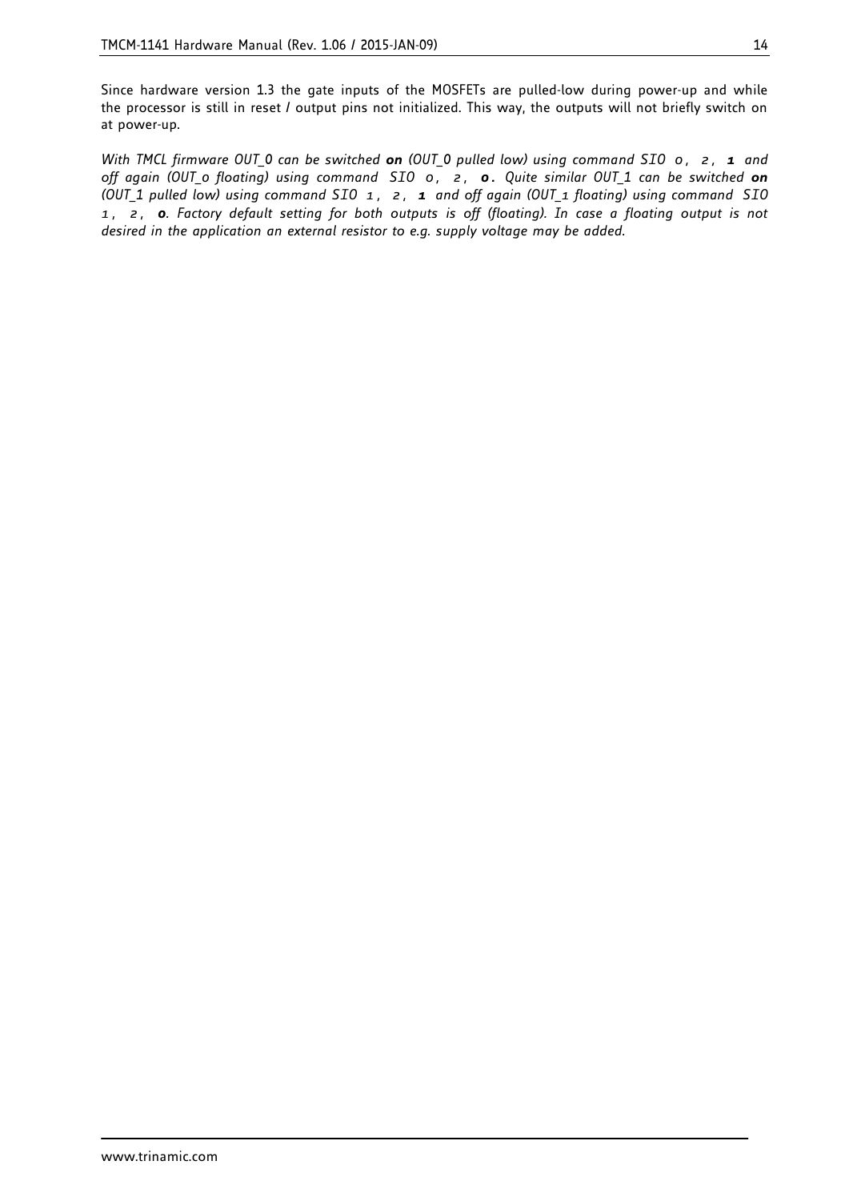Since hardware version 1.3 the gate inputs of the MOSFETs are pulled-low during power-up and while the processor is still in reset / output pins not initialized. This way, the outputs will not briefly switch on at power-up.

*With TMCL firmware OUT_0 can be switched* ***on*** *(OUT_0 pulled low) using command* *SIO 0, 2,* ***1*** *and off again (OUT_0 floating) using command SIO 0, 2,* ***0****. Quite similar OUT_1 can be switched* ***on*** *(OUT_1 pulled low) using command SIO 1, 2,* ***1*** *and off again (OUT_1 floating) using command SIO 1, 2,* ***0****. Factory default setting for both outputs is off (floating). In case a floating output is not desired in the application an external resistor to e.g. supply voltage may be added.*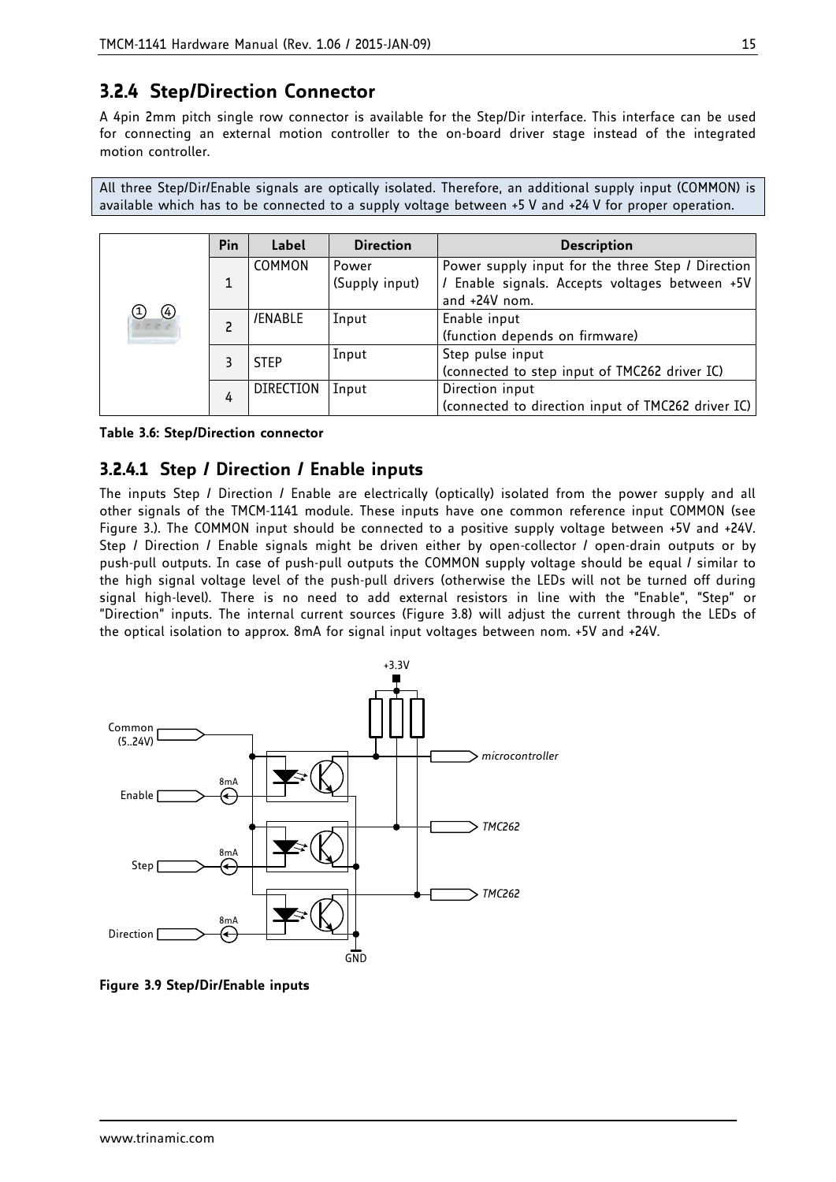### 3.2.4 Step/Direction Connector

A 4pin 2mm pitch single row connector is available for the Step/Dir interface. This interface can be used for connecting an external motion controller to the on-board driver stage instead of the integrated motion controller.

All three Step/Dir/Enable signals are optically isolated. Therefore, an additional supply input (COMMON) is available which has to be connected to a supply voltage between +5 V and +24 V for proper operation.

| | Pin | Label | Direction | Description |
|---|---|---|---|---|
| | 1 | COMMON | Power (Supply input) | Power supply input for the three Step / Direction / Enable signals. Accepts voltages between +5V and +24V nom. |
| | 2 | /ENABLE | Input | Enable input (function depends on firmware) |
| | 3 | STEP | Input | Step pulse input (connected to step input of TMC262 driver IC) |
| | 4 | DIRECTION | Input | Direction input (connected to direction input of TMC262 driver IC) |

**Table 3.6: Step/Direction connector**

#### 3.2.4.1 Step / Direction / Enable inputs

The inputs Step / Direction / Enable are electrically (optically) isolated from the power supply and all other signals of the TMCM-1141 module. These inputs have one common reference input COMMON (see Figure 3.). The COMMON input should be connected to a positive supply voltage between +5V and +24V. Step / Direction / Enable signals might be driven either by open-collector / open-drain outputs or by push-pull outputs. In case of push-pull outputs the COMMON supply voltage should be equal / similar to the high signal voltage level of the push-pull drivers (otherwise the LEDs will not be turned off during signal high-level). There is no need to add external resistors in line with the "Enable", "Step" or "Direction" inputs. The internal current sources (Figure 3.8) will adjust the current through the LEDs of the optical isolation to approx. 8mA for signal input voltages between nom. +5V and +24V.

**Figure 3.9 Step/Dir/Enable inputs**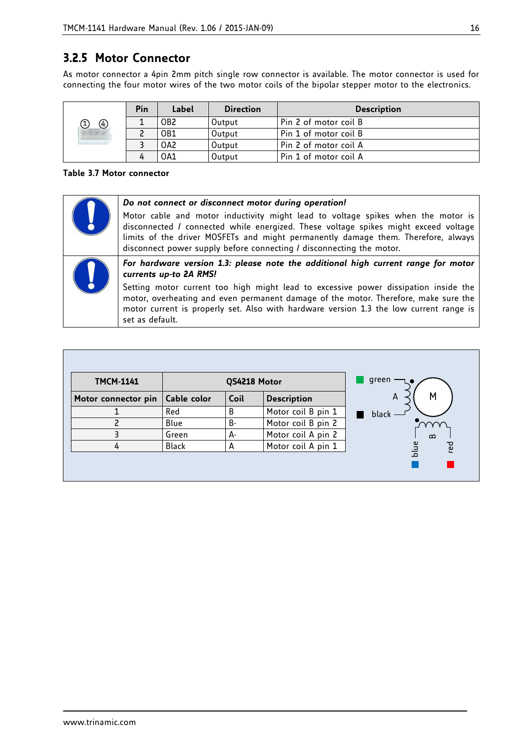### 3.2.5 Motor Connector

As motor connector a 4pin 2mm pitch single row connector is available. The motor connector is used for connecting the four motor wires of the two motor coils of the bipolar stepper motor to the electronics.

| Pin | Label | Direction | Description |
|---|---|---|---|
| 1 | OB2 | Output | Pin 2 of motor coil B |
| 2 | OB1 | Output | Pin 1 of motor coil B |
| 3 | OA2 | Output | Pin 2 of motor coil A |
| 4 | OA1 | Output | Pin 1 of motor coil A |

**Table 3.7 Motor connector**

***Do not connect or disconnect motor during operation!***

Motor cable and motor inductivity might lead to voltage spikes when the motor is disconnected / connected while energized. These voltage spikes might exceed voltage limits of the driver MOSFETs and might permanently damage them. Therefore, always disconnect power supply before connecting / disconnecting the motor.

***For hardware version 1.3: please note the additional high current range for motor currents up-to 2A RMS!***

Setting motor current too high might lead to excessive power dissipation inside the motor, overheating and even permanent damage of the motor. Therefore, make sure the motor current is properly set. Also with hardware version 1.3 the low current range is set as default.

| TMCM-1141 | QS4218 Motor | | |
|---|---|---|---|
| Motor connector pin | Cable color | Coil | Description |
| 1 | Red | B | Motor coil B pin 1 |
| 2 | Blue | B- | Motor coil B pin 2 |
| 3 | Green | A- | Motor coil A pin 2 |
| 4 | Black | A | Motor coil A pin 1 |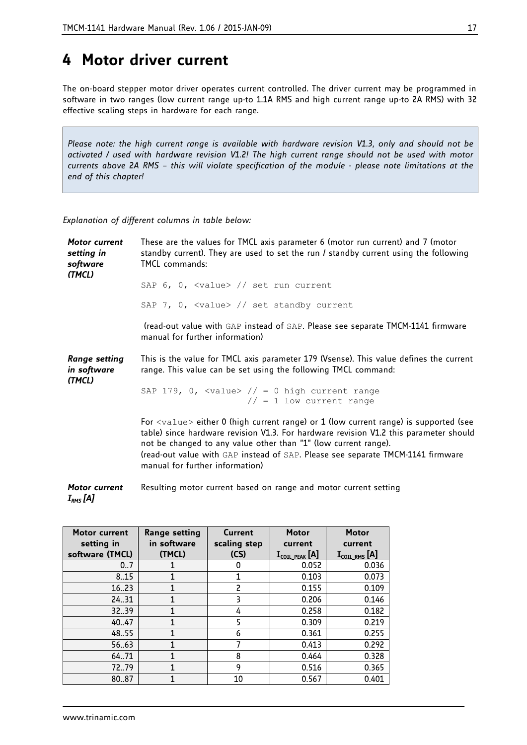# 4 Motor driver current

The on-board stepper motor driver operates current controlled. The driver current may be programmed in software in two ranges (low current range up-to 1.1A RMS and high current range up-to 2A RMS) with 32 effective scaling steps in hardware for each range.

> *Please note: the high current range is available with hardware revision V1.3, only and should not be activated / used with hardware revision V1.2! The high current range should not be used with motor currents above 2A RMS – this will violate specification of the module - please note limitations at the end of this chapter!*

*Explanation of different columns in table below:*

***Motor current setting in software (TMCL)***

These are the values for TMCL axis parameter 6 (motor run current) and 7 (motor standby current). They are used to set the run / standby current using the following TMCL commands:

```
SAP 6, 0, <value> // set run current

SAP 7, 0, <value> // set standby current
```

(read-out value with GAP instead of SAP. Please see separate TMCM-1141 firmware manual for further information)

***Range setting in software (TMCL)***

This is the value for TMCL axis parameter 179 (Vsense). This value defines the current range. This value can be set using the following TMCL command:

```
SAP 179, 0, <value> // = 0 high current range
                    // = 1 low current range
```

For <value> either 0 (high current range) or 1 (low current range) is supported (see table) since hardware revision V1.3. For hardware revision V1.2 this parameter should not be changed to any value other than "1" (low current range).
(read-out value with GAP instead of SAP. Please see separate TMCM-1141 firmware manual for further information)

***Motor current $I_{RMS}$ [A]***

Resulting motor current based on range and motor current setting

| Motor current setting in software (TMCL) | Range setting in software (TMCL) | Current scaling step (CS) | Motor current $I_{COIL\_PEAK}$ [A] | Motor current $I_{COIL\_RMS}$ [A] |
|---|---|---|---|---|
| 0..7 | 1 | 0 | 0.052 | 0.036 |
| 8..15 | 1 | 1 | 0.103 | 0.073 |
| 16..23 | 1 | 2 | 0.155 | 0.109 |
| 24..31 | 1 | 3 | 0.206 | 0.146 |
| 32..39 | 1 | 4 | 0.258 | 0.182 |
| 40..47 | 1 | 5 | 0.309 | 0.219 |
| 48..55 | 1 | 6 | 0.361 | 0.255 |
| 56..63 | 1 | 7 | 0.413 | 0.292 |
| 64..71 | 1 | 8 | 0.464 | 0.328 |
| 72..79 | 1 | 9 | 0.516 | 0.365 |
| 80..87 | 1 | 10 | 0.567 | 0.401 |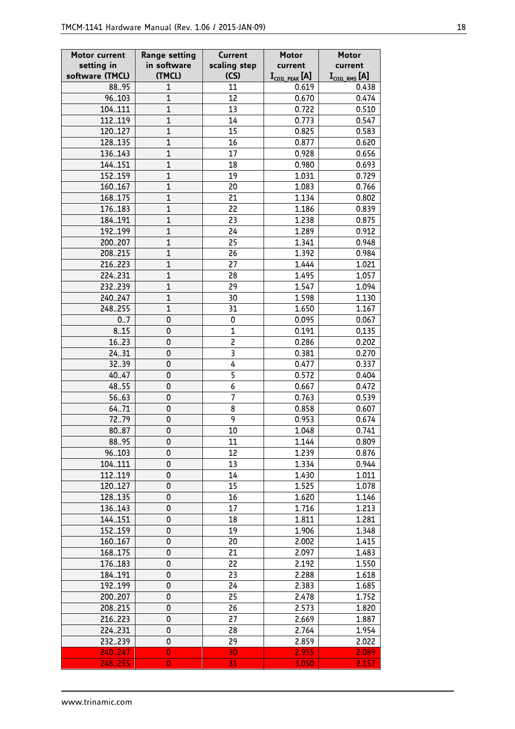| Motor current setting in software (TMCL) | Range setting in software (TMCL) | Current scaling step (CS) | Motor current $I_{COIL\_PEAK}$ [A] | Motor current $I_{COIL\_RMS}$ [A] |
|---|---|---|---|---|
| 88..95 | 1 | 11 | 0.619 | 0.438 |
| 96..103 | 1 | 12 | 0.670 | 0.474 |
| 104..111 | 1 | 13 | 0.722 | 0.510 |
| 112..119 | 1 | 14 | 0.773 | 0.547 |
| 120..127 | 1 | 15 | 0.825 | 0.583 |
| 128..135 | 1 | 16 | 0.877 | 0.620 |
| 136..143 | 1 | 17 | 0.928 | 0.656 |
| 144..151 | 1 | 18 | 0.980 | 0.693 |
| 152..159 | 1 | 19 | 1.031 | 0.729 |
| 160..167 | 1 | 20 | 1.083 | 0.766 |
| 168..175 | 1 | 21 | 1.134 | 0.802 |
| 176..183 | 1 | 22 | 1.186 | 0.839 |
| 184..191 | 1 | 23 | 1.238 | 0.875 |
| 192..199 | 1 | 24 | 1.289 | 0.912 |
| 200..207 | 1 | 25 | 1.341 | 0.948 |
| 208..215 | 1 | 26 | 1.392 | 0.984 |
| 216..223 | 1 | 27 | 1.444 | 1.021 |
| 224..231 | 1 | 28 | 1.495 | 1.057 |
| 232..239 | 1 | 29 | 1.547 | 1.094 |
| 240..247 | 1 | 30 | 1.598 | 1.130 |
| 248..255 | 1 | 31 | 1.650 | 1.167 |
| 0..7 | 0 | 0 | 0.095 | 0.067 |
| 8..15 | 0 | 1 | 0.191 | 0,135 |
| 16..23 | 0 | 2 | 0.286 | 0.202 |
| 24..31 | 0 | 3 | 0.381 | 0.270 |
| 32..39 | 0 | 4 | 0.477 | 0.337 |
| 40..47 | 0 | 5 | 0.572 | 0.404 |
| 48..55 | 0 | 6 | 0.667 | 0.472 |
| 56..63 | 0 | 7 | 0.763 | 0.539 |
| 64..71 | 0 | 8 | 0.858 | 0.607 |
| 72..79 | 0 | 9 | 0.953 | 0.674 |
| 80..87 | 0 | 10 | 1.048 | 0.741 |
| 88..95 | 0 | 11 | 1.144 | 0.809 |
| 96..103 | 0 | 12 | 1.239 | 0.876 |
| 104..111 | 0 | 13 | 1.334 | 0.944 |
| 112..119 | 0 | 14 | 1.430 | 1.011 |
| 120..127 | 0 | 15 | 1.525 | 1.078 |
| 128..135 | 0 | 16 | 1.620 | 1.146 |
| 136..143 | 0 | 17 | 1.716 | 1.213 |
| 144..151 | 0 | 18 | 1.811 | 1.281 |
| 152..159 | 0 | 19 | 1.906 | 1.348 |
| 160..167 | 0 | 20 | 2.002 | 1.415 |
| 168..175 | 0 | 21 | 2.097 | 1.483 |
| 176..183 | 0 | 22 | 2.192 | 1.550 |
| 184..191 | 0 | 23 | 2.288 | 1.618 |
| 192..199 | 0 | 24 | 2.383 | 1.685 |
| 200..207 | 0 | 25 | 2.478 | 1.752 |
| 208..215 | 0 | 26 | 2.573 | 1.820 |
| 216..223 | 0 | 27 | 2.669 | 1.887 |
| 224..231 | 0 | 28 | 2.764 | 1.954 |
| 232..239 | 0 | 29 | 2.859 | 2.022 |
| 240..247 | 0 | 30 | 2.955 | 2.089 |
| 248..255 | 0 | 31 | 3.050 | 2.157 |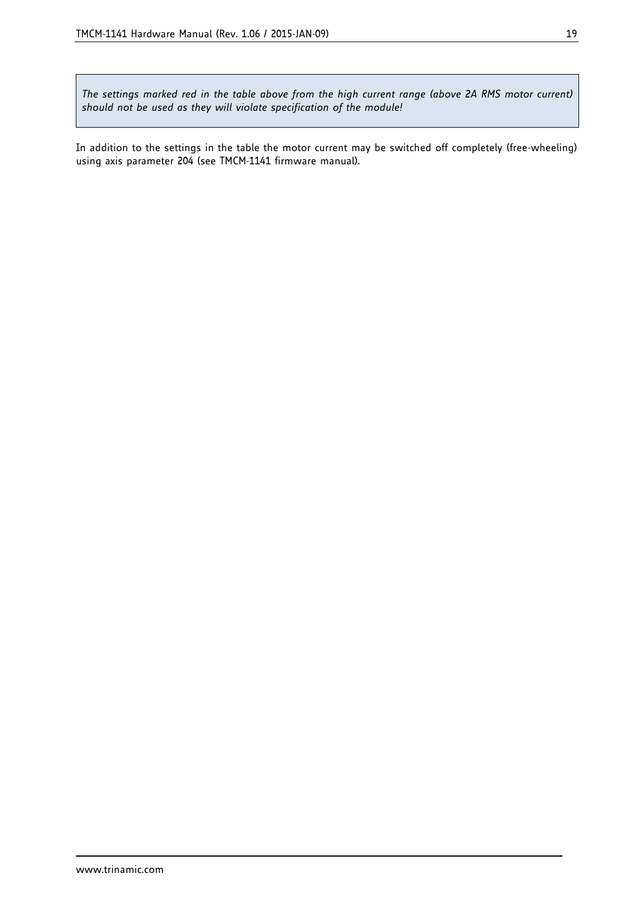> *The settings marked red in the table above from the high current range (above 2A RMS motor current) should not be used as they will violate specification of the module!*

In addition to the settings in the table the motor current may be switched off completely (free-wheeling) using axis parameter 204 (see TMCM-1141 firmware manual).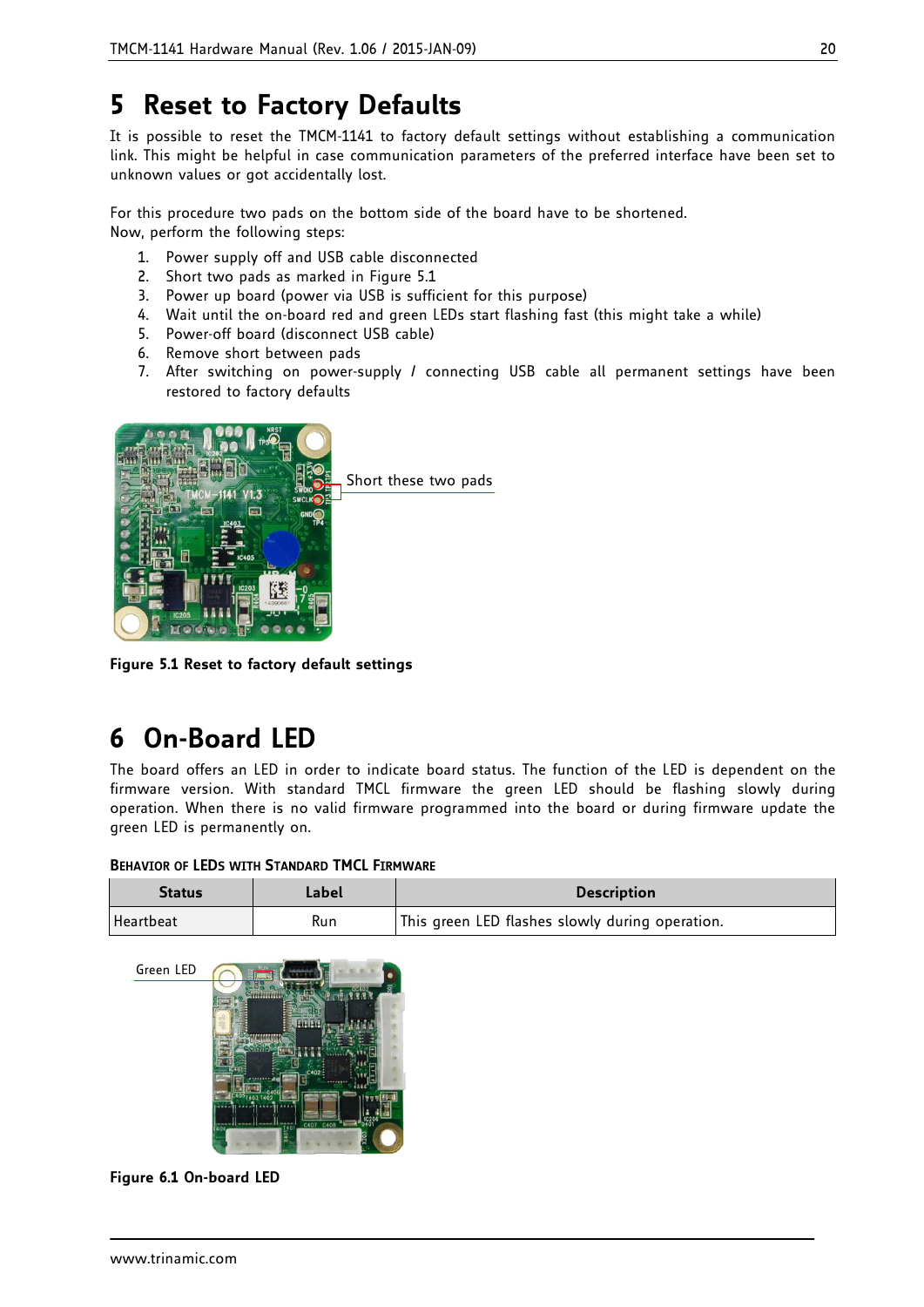# 5 Reset to Factory Defaults

It is possible to reset the TMCM-1141 to factory default settings without establishing a communication link. This might be helpful in case communication parameters of the preferred interface have been set to unknown values or got accidentally lost.

For this procedure two pads on the bottom side of the board have to be shortened.
Now, perform the following steps:

1. Power supply off and USB cable disconnected
2. Short two pads as marked in Figure 5.1
3. Power up board (power via USB is sufficient for this purpose)
4. Wait until the on-board red and green LEDs start flashing fast (this might take a while)
5. Power-off board (disconnect USB cable)
6. Remove short between pads
7. After switching on power-supply / connecting USB cable all permanent settings have been restored to factory defaults

Short these two pads

**Figure 5.1 Reset to factory default settings**

# 6 On-Board LED

The board offers an LED in order to indicate board status. The function of the LED is dependent on the firmware version. With standard TMCL firmware the green LED should be flashing slowly during operation. When there is no valid firmware programmed into the board or during firmware update the green LED is permanently on.

**Behavior of LEDs with Standard TMCL Firmware**

| Status | Label | Description |
|---|---|---|
| Heartbeat | Run | This green LED flashes slowly during operation. |

Green LED

**Figure 6.1 On-board LED**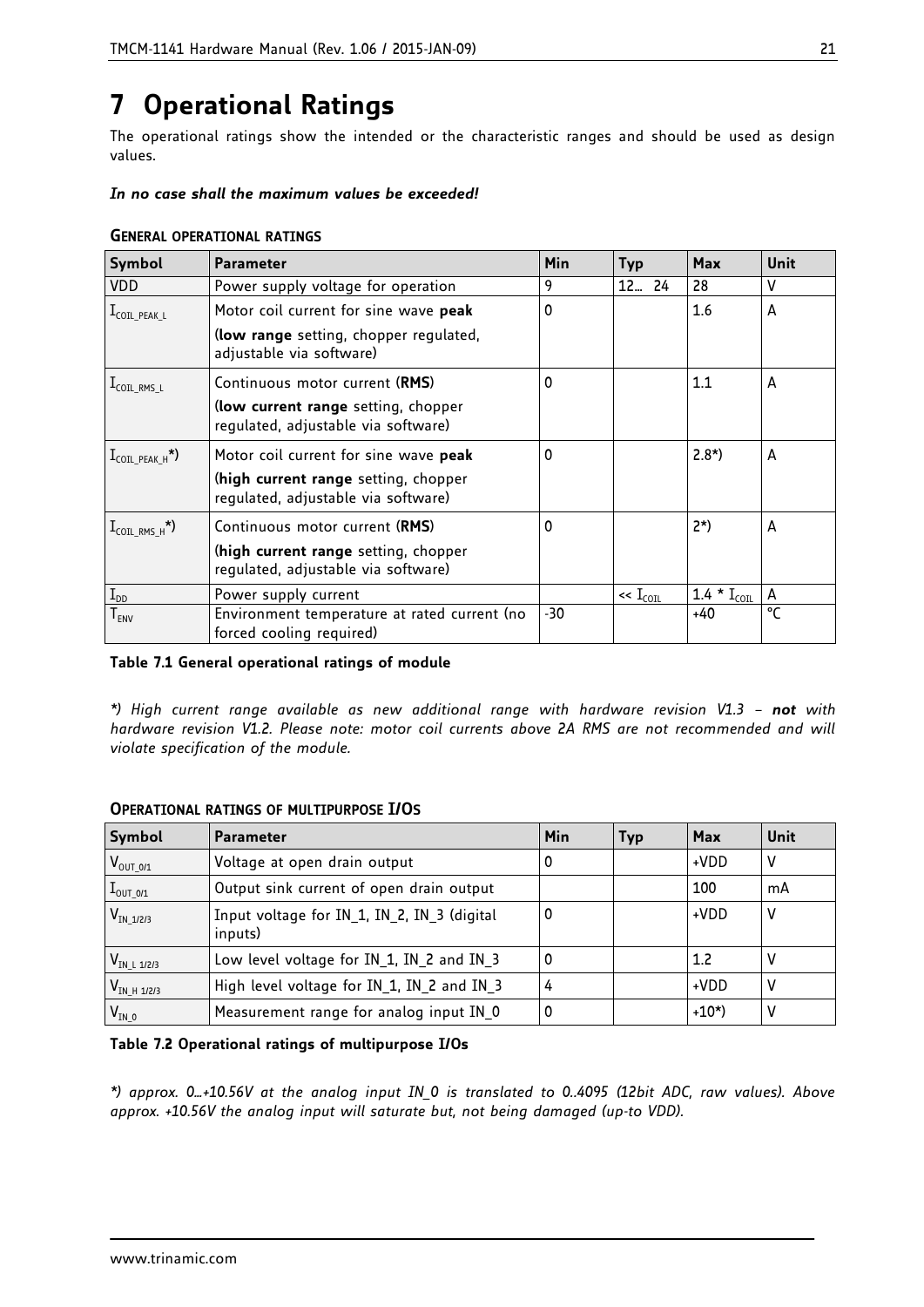# 7 Operational Ratings

The operational ratings show the intended or the characteristic ranges and should be used as design values.

***In no case shall the maximum values be exceeded!***

**GENERAL OPERATIONAL RATINGS**

| Symbol | Parameter | Min | Typ | Max | Unit |
|---|---|---|---|---|---|
| VDD | Power supply voltage for operation | 9 | 12… 24 | 28 | V |
| $I_{COIL\_PEAK\_L}$ | Motor coil current for sine wave **peak** (**low range** setting, chopper regulated, adjustable via software) | 0 | | 1.6 | A |
| $I_{COIL\_RMS\_L}$ | Continuous motor current (**RMS**) (**low current range** setting, chopper regulated, adjustable via software) | 0 | | 1.1 | A |
| $I_{COIL\_PEAK\_H}$*) | Motor coil current for sine wave **peak** (**high current range** setting, chopper regulated, adjustable via software) | 0 | | 2.8*) | A |
| $I_{COIL\_RMS\_H}$*) | Continuous motor current (**RMS**) (**high current range** setting, chopper regulated, adjustable via software) | 0 | | 2*) | A |
| $I_{DD}$ | Power supply current | | $\ll I_{COIL}$ | $1.4 * I_{COIL}$ | A |
| $T_{ENV}$ | Environment temperature at rated current (no forced cooling required) | -30 | | +40 | °C |

**Table 7.1 General operational ratings of module**

*\*) High current range available as new additional range with hardware revision V1.3 –* ***not*** *with hardware revision V1.2. Please note: motor coil currents above 2A RMS are not recommended and will violate specification of the module.*

**OPERATIONAL RATINGS OF MULTIPURPOSE I/OS**

| Symbol | Parameter | Min | Typ | Max | Unit |
|---|---|---|---|---|---|
| $V_{OUT\_0/1}$ | Voltage at open drain output | 0 | | +VDD | V |
| $I_{OUT\_0/1}$ | Output sink current of open drain output | | | 100 | mA |
| $V_{IN\_1/2/3}$ | Input voltage for IN_1, IN_2, IN_3 (digital inputs) | 0 | | +VDD | V |
| $V_{IN\_L\ 1/2/3}$ | Low level voltage for IN_1, IN_2 and IN_3 | 0 | | 1.2 | V |
| $V_{IN\_H\ 1/2/3}$ | High level voltage for IN_1, IN_2 and IN_3 | 4 | | +VDD | V |
| $V_{IN\_0}$ | Measurement range for analog input IN_0 | 0 | | +10*) | V |

**Table 7.2 Operational ratings of multipurpose I/Os**

*\*) approx. 0…+10.56V at the analog input IN_0 is translated to 0..4095 (12bit ADC, raw values). Above approx. +10.56V the analog input will saturate but, not being damaged (up-to VDD).*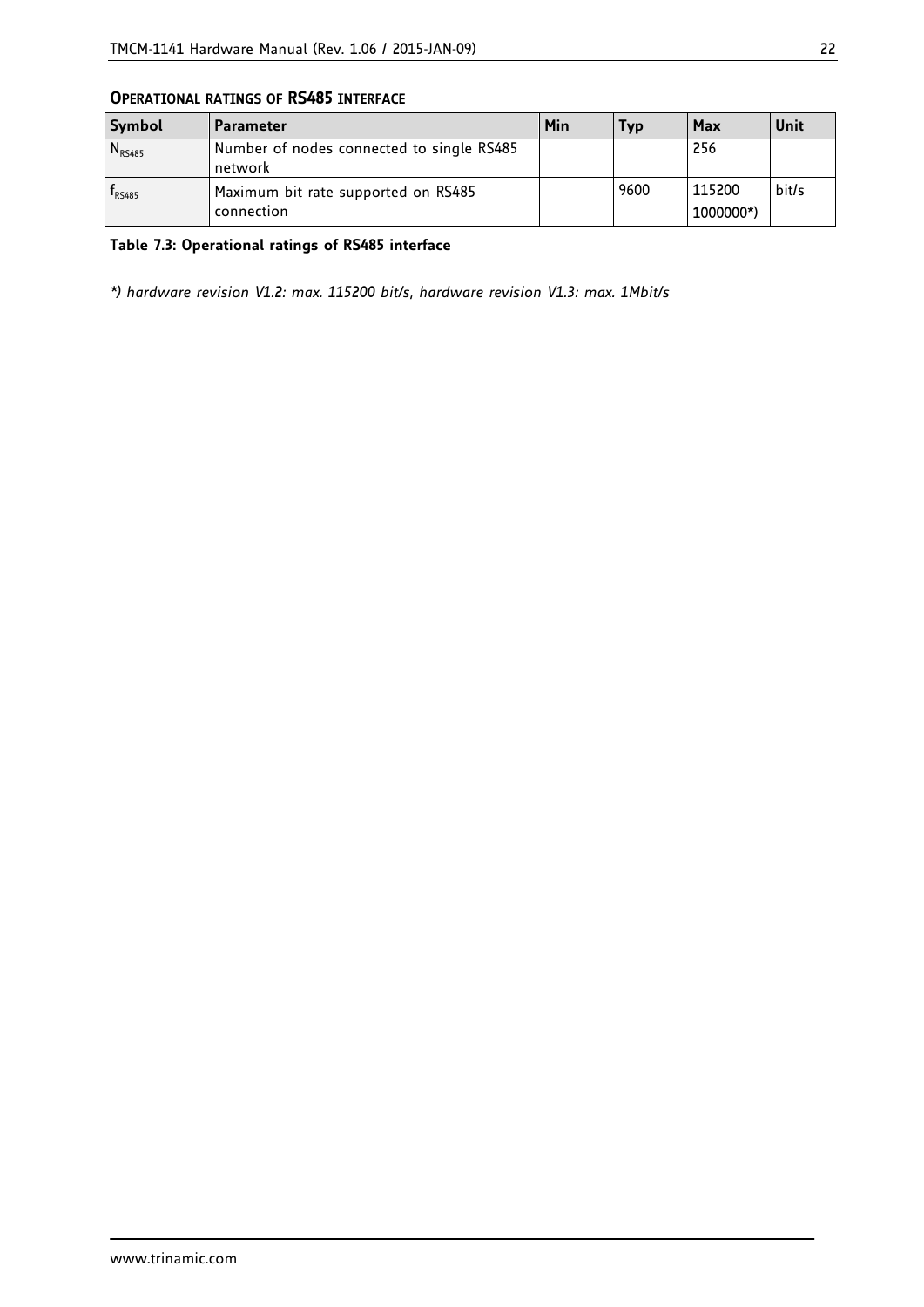### OPERATIONAL RATINGS OF RS485 INTERFACE

| Symbol | Parameter | Min | Typ | Max | Unit |
|---|---|---|---|---|---|
| $N_{RS485}$ | Number of nodes connected to single RS485 network | | | 256 | |
| $f_{RS485}$ | Maximum bit rate supported on RS485 connection | | 9600 | 115200 1000000*) | bit/s |

**Table 7.3: Operational ratings of RS485 interface**

*\*) hardware revision V1.2: max. 115200 bit/s, hardware revision V1.3: max. 1Mbit/s*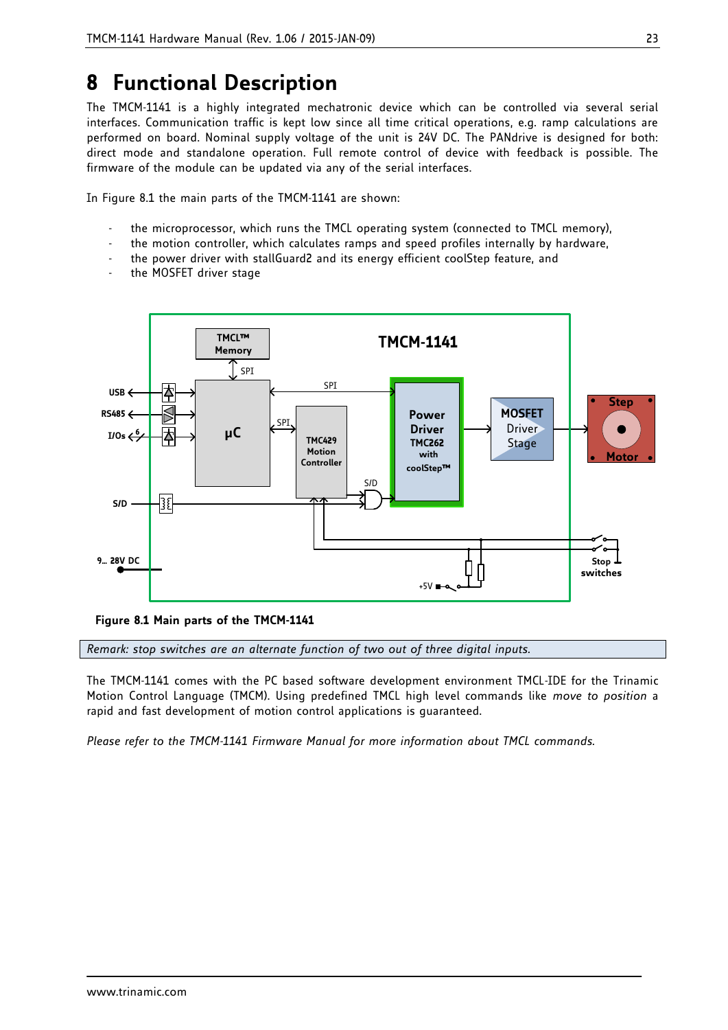# 8 Functional Description

The TMCM-1141 is a highly integrated mechatronic device which can be controlled via several serial interfaces. Communication traffic is kept low since all time critical operations, e.g. ramp calculations are performed on board. Nominal supply voltage of the unit is 24V DC. The PANdrive is designed for both: direct mode and standalone operation. Full remote control of device with feedback is possible. The firmware of the module can be updated via any of the serial interfaces.

In Figure 8.1 the main parts of the TMCM-1141 are shown:

- the microprocessor, which runs the TMCL operating system (connected to TMCL memory),
- the motion controller, which calculates ramps and speed profiles internally by hardware,
- the power driver with stallGuard2 and its energy efficient coolStep feature, and
- the MOSFET driver stage

**Figure 8.1 Main parts of the TMCM-1141**

*Remark: stop switches are an alternate function of two out of three digital inputs.*

The TMCM-1141 comes with the PC based software development environment TMCL-IDE for the Trinamic Motion Control Language (TMCM). Using predefined TMCL high level commands like *move to position* a rapid and fast development of motion control applications is guaranteed.

*Please refer to the TMCM-1141 Firmware Manual for more information about TMCL commands.*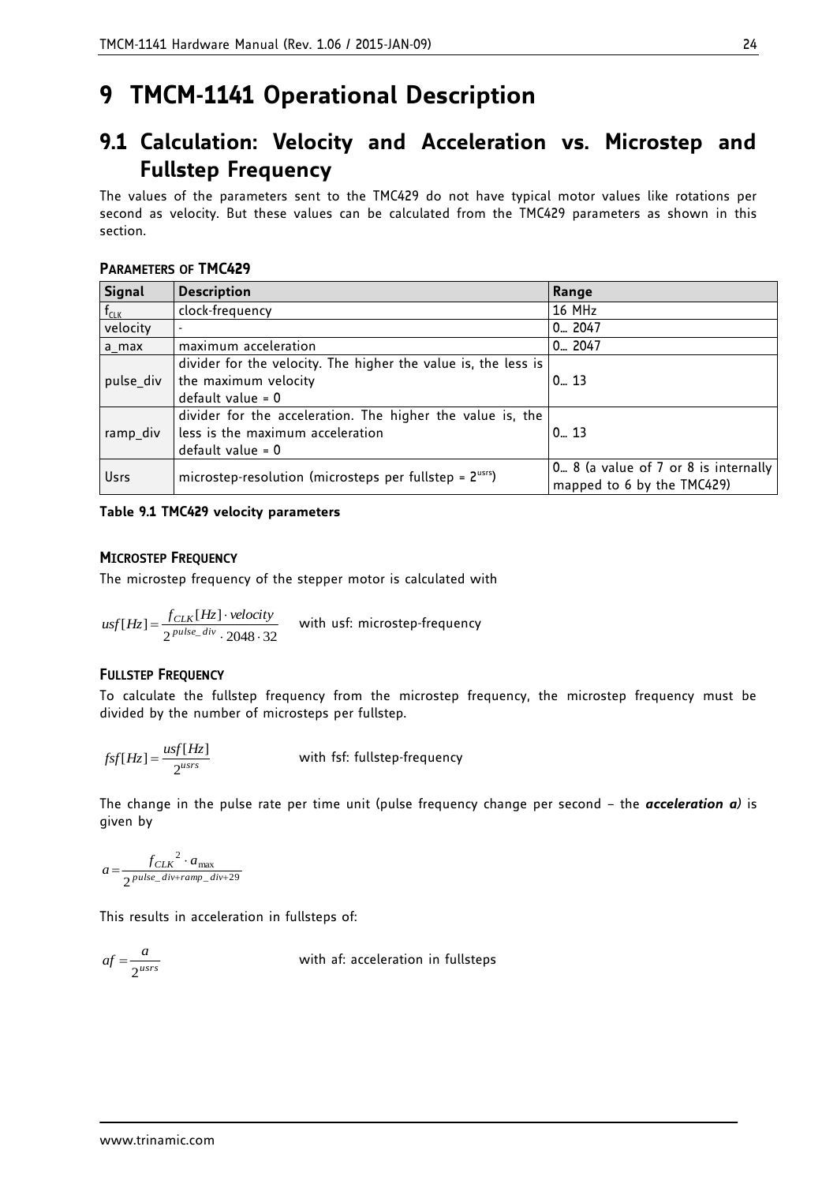# 9 TMCM-1141 Operational Description

## 9.1 Calculation: Velocity and Acceleration vs. Microstep and Fullstep Frequency

The values of the parameters sent to the TMC429 do not have typical motor values like rotations per second as velocity. But these values can be calculated from the TMC429 parameters as shown in this section.

#### PARAMETERS OF TMC429

| Signal | Description | Range |
|---|---|---|
| $f_{CLK}$ | clock-frequency | 16 MHz |
| velocity | - | 0… 2047 |
| a_max | maximum acceleration | 0… 2047 |
| pulse_div | divider for the velocity. The higher the value is, the less is the maximum velocity<br>default value = 0 | 0… 13 |
| ramp_div | divider for the acceleration. The higher the value is, the less is the maximum acceleration<br>default value = 0 | 0… 13 |
| Usrs | microstep-resolution (microsteps per fullstep = $2^{usrs}$) | 0… 8 (a value of 7 or 8 is internally mapped to 6 by the TMC429) |

**Table 9.1 TMC429 velocity parameters**

#### MICROSTEP FREQUENCY

The microstep frequency of the stepper motor is calculated with

$$usf[Hz] = \frac{f_{CLK}[Hz] \cdot velocity}{2^{pulse\_div} \cdot 2048 \cdot 32}$$ with usf: microstep-frequency

#### FULLSTEP FREQUENCY

To calculate the fullstep frequency from the microstep frequency, the microstep frequency must be divided by the number of microsteps per fullstep.

$$fsf[Hz] = \frac{usf[Hz]}{2^{usrs}}$$ with fsf: fullstep-frequency

The change in the pulse rate per time unit (pulse frequency change per second – the ***acceleration a***) is given by

$$a = \frac{f_{CLK}^{\ 2} \cdot a_{max}}{2^{pulse\_div + ramp\_div + 29}}$$

This results in acceleration in fullsteps of:

$$af = \frac{a}{2^{usrs}}$$ with af: acceleration in fullsteps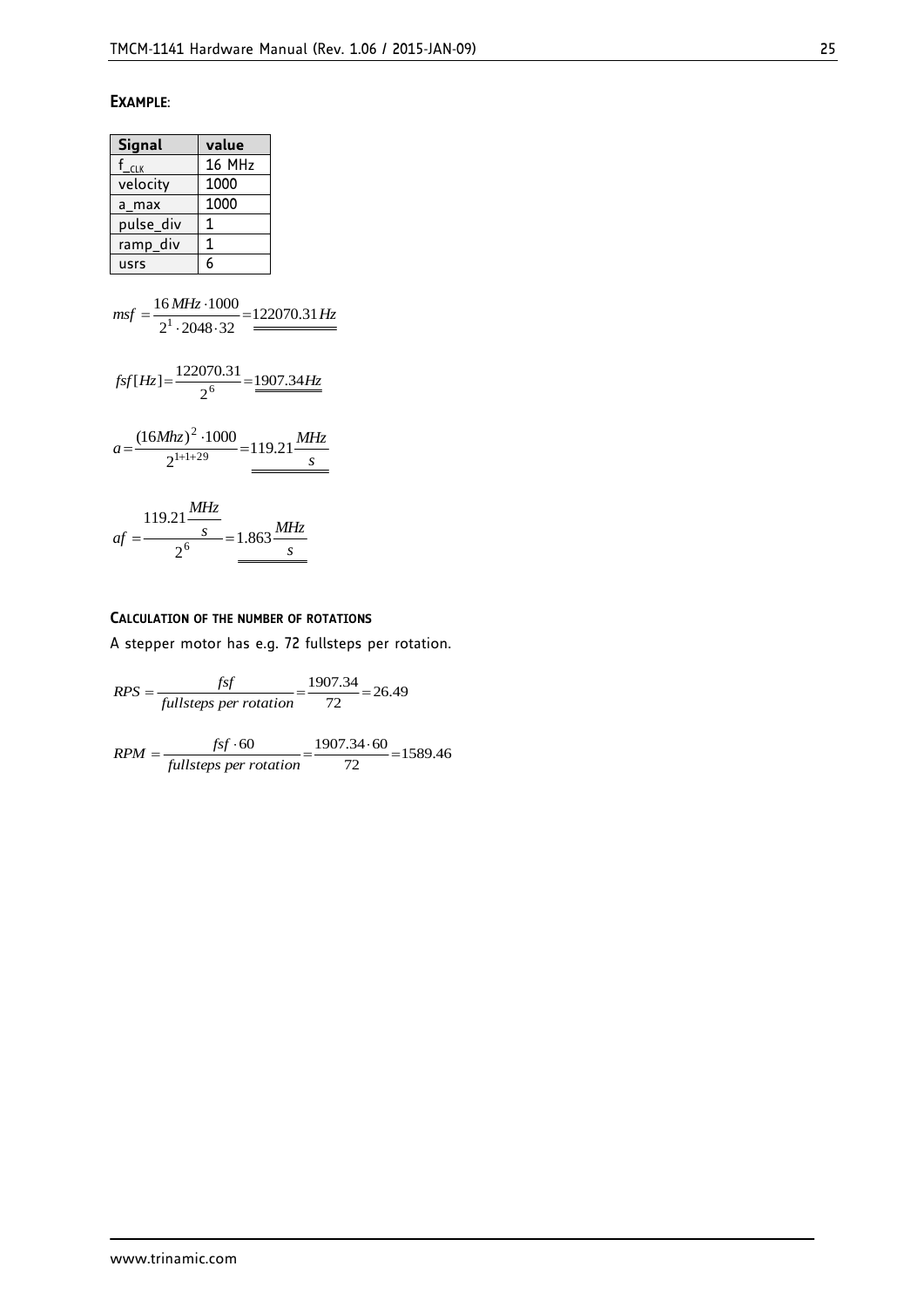**EXAMPLE**:

| Signal | value |
|---|---|
| $f_{\_CLK}$ | 16 MHz |
| velocity | 1000 |
| a_max | 1000 |
| pulse_div | 1 |
| ramp_div | 1 |
| usrs | 6 |

$$msf = \frac{16\,MHz \cdot 1000}{2^1 \cdot 2048 \cdot 32} = \underline{\underline{122070.31\,Hz}}$$

$$fsf[Hz] = \frac{122070.31}{2^6} = \underline{\underline{1907.34Hz}}$$

$$a = \frac{(16Mhz)^2 \cdot 1000}{2^{1+1+29}} = \underline{\underline{119.21\frac{MHz}{s}}}$$

$$af = \frac{119.21\frac{MHz}{s}}{2^6} = \underline{\underline{1.863\frac{MHz}{s}}}$$

**CALCULATION OF THE NUMBER OF ROTATIONS**

A stepper motor has e.g. 72 fullsteps per rotation.

$$RPS = \frac{fsf}{fullsteps\ per\ rotation} = \frac{1907.34}{72} = 26.49$$

$$RPM = \frac{fsf \cdot 60}{fullsteps\ per\ rotation} = \frac{1907.34 \cdot 60}{72} = 1589.46$$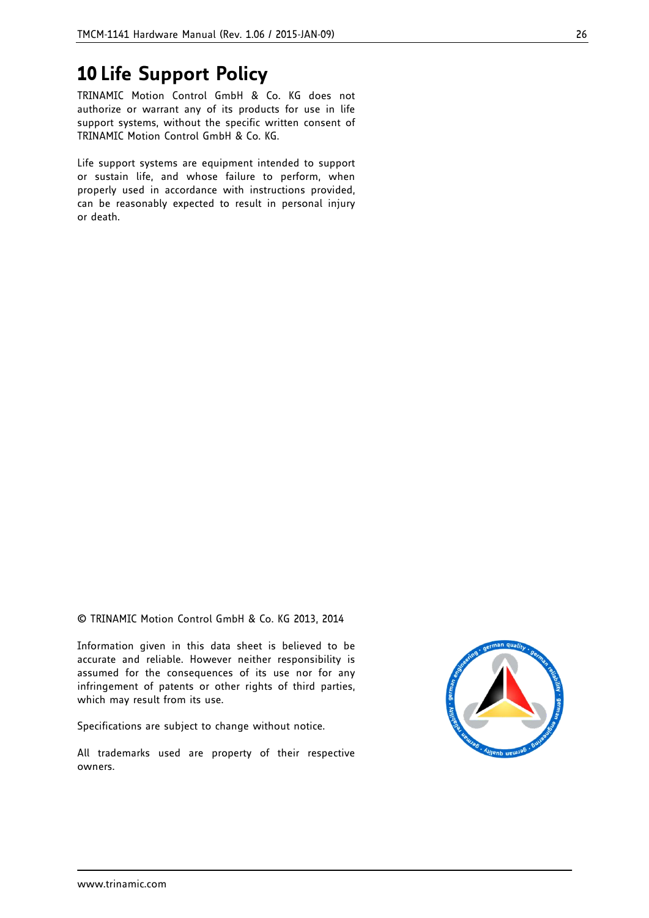# 10 Life Support Policy

TRINAMIC Motion Control GmbH & Co. KG does not authorize or warrant any of its products for use in life support systems, without the specific written consent of TRINAMIC Motion Control GmbH & Co. KG.

Life support systems are equipment intended to support or sustain life, and whose failure to perform, when properly used in accordance with instructions provided, can be reasonably expected to result in personal injury or death.

© TRINAMIC Motion Control GmbH & Co. KG 2013, 2014

Information given in this data sheet is believed to be accurate and reliable. However neither responsibility is assumed for the consequences of its use nor for any infringement of patents or other rights of third parties, which may result from its use.

Specifications are subject to change without notice.

All trademarks used are property of their respective owners.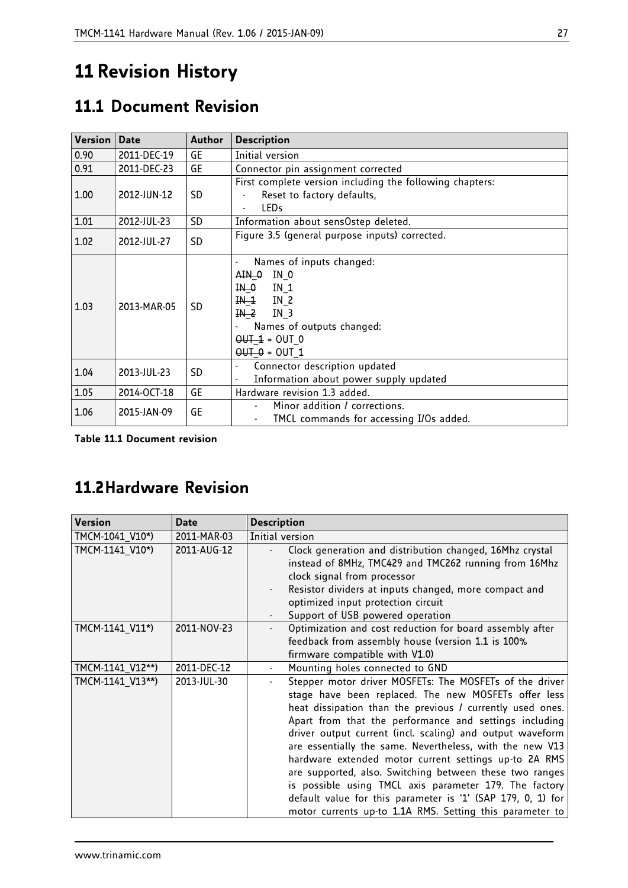# 11 Revision History

## 11.1 Document Revision

| Version | Date | Author | Description |
|---|---|---|---|
| 0.90 | 2011-DEC-19 | GE | Initial version |
| 0.91 | 2011-DEC-23 | GE | Connector pin assignment corrected |
| 1.00 | 2012-JUN-12 | SD | First complete version including the following chapters:<br>- Reset to factory defaults,<br>- LEDs |
| 1.01 | 2012-JUL-23 | SD | Information about sensOstep deleted. |
| 1.02 | 2012-JUL-27 | SD | Figure 3.5 (general purpose inputs) corrected. |
| 1.03 | 2013-MAR-05 | SD | - Names of inputs changed:<br>~~AIN_0~~ IN_0<br>~~IN_0~~ IN_1<br>~~IN_1~~ IN_2<br>~~IN_2~~ IN_3<br>- Names of outputs changed:<br>~~OUT_1~~ = OUT_0<br>~~OUT_0~~ = OUT_1 |
| 1.04 | 2013-JUL-23 | SD | - Connector description updated<br>- Information about power supply updated |
| 1.05 | 2014-OCT-18 | GE | Hardware revision 1.3 added. |
| 1.06 | 2015-JAN-09 | GE | - Minor addition / corrections.<br>- TMCL commands for accessing I/Os added. |

**Table 11.1 Document revision**

## 11.2 Hardware Revision

| Version | Date | Description |
|---|---|---|
| TMCM-1041_V10*) | 2011-MAR-03 | Initial version |
| TMCM-1141_V10*) | 2011-AUG-12 | - Clock generation and distribution changed, 16Mhz crystal instead of 8MHz, TMC429 and TMC262 running from 16Mhz clock signal from processor<br>- Resistor dividers at inputs changed, more compact and optimized input protection circuit<br>- Support of USB powered operation |
| TMCM-1141_V11*) | 2011-NOV-23 | - Optimization and cost reduction for board assembly after feedback from assembly house (version 1.1 is 100% firmware compatible with V1.0) |
| TMCM-1141_V12**) | 2011-DEC-12 | - Mounting holes connected to GND |
| TMCM-1141_V13**) | 2013-JUL-30 | - Stepper motor driver MOSFETs: The MOSFETs of the driver stage have been replaced. The new MOSFETs offer less heat dissipation than the previous / currently used ones. Apart from that the performance and settings including driver output current (incl. scaling) and output waveform are essentially the same. Nevertheless, with the new V13 hardware extended motor current settings up-to 2A RMS are supported, also. Switching between these two ranges is possible using TMCL axis parameter 179. The factory default value for this parameter is '1' (SAP 179, 0, 1) for motor currents up-to 1.1A RMS. Setting this parameter to |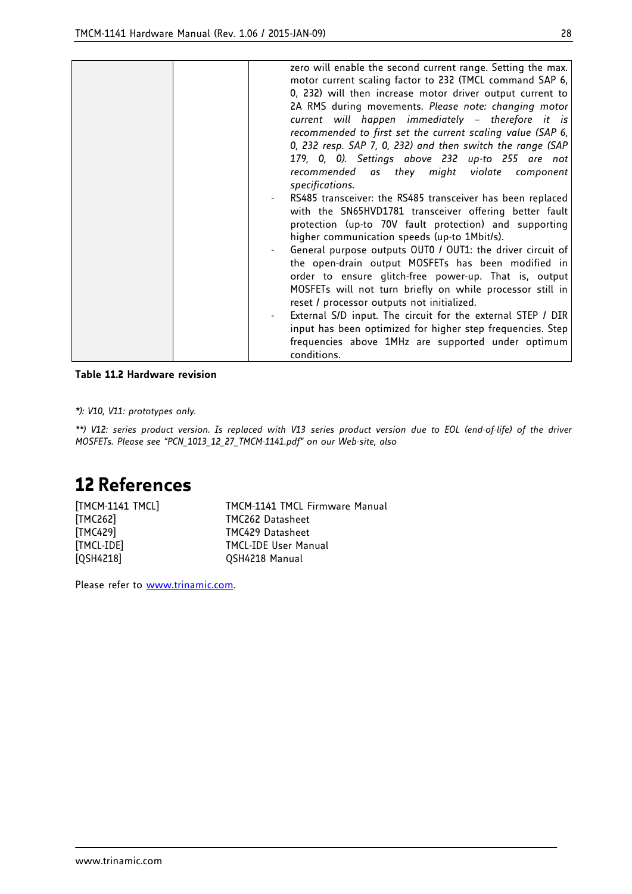| | | |
|---|---|---|
| | | zero will enable the second current range. Setting the max. motor current scaling factor to 232 (TMCL command SAP 6, 0, 232) will then increase motor driver output current to 2A RMS during movements. *Please note: changing motor current will happen immediately – therefore it is recommended to first set the current scaling value (SAP 6, 0, 232 resp. SAP 7, 0, 232) and then switch the range (SAP 179, 0, 0). Settings above 232 up-to 255 are not recommended as they might violate component specifications.*<br>- RS485 transceiver: the RS485 transceiver has been replaced with the SN65HVD1781 transceiver offering better fault protection (up-to 70V fault protection) and supporting higher communication speeds (up-to 1Mbit/s).<br>- General purpose outputs OUT0 / OUT1: the driver circuit of the open-drain output MOSFETs has been modified in order to ensure glitch-free power-up. That is, output MOSFETs will not turn briefly on while processor still in reset / processor outputs not initialized.<br>- External S/D input. The circuit for the external STEP / DIR input has been optimized for higher step frequencies. Step frequencies above 1MHz are supported under optimum conditions. |

**Table 11.2 Hardware revision**

*\*): V10, V11: prototypes only.*

*\*\*) V12: series product version. Is replaced with V13 series product version due to EOL (end-of-life) of the driver MOSFETs. Please see "PCN_1013_12_27_TMCM-1141.pdf" on our Web-site, also*

# 12 References

| | |
|---|---|
| [TMCM-1141 TMCL] | TMCM-1141 TMCL Firmware Manual |
| [TMC262] | TMC262 Datasheet |
| [TMC429] | TMC429 Datasheet |
| [TMCL-IDE] | TMCL-IDE User Manual |
| [QSH4218] | QSH4218 Manual |

Please refer to www.trinamic.com.